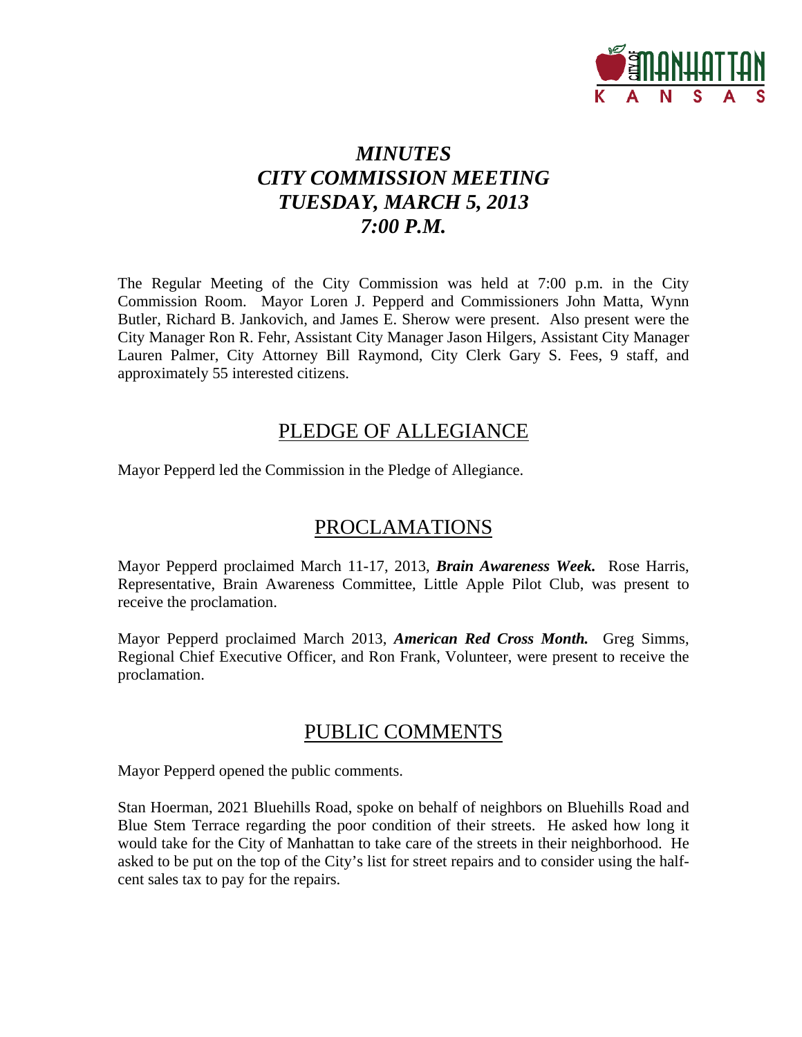# *MINUTES*
# *CITY COMMISSION MEETING*
# *TUESDAY, MARCH 5, 2013*
# *7:00 P.M.*

The Regular Meeting of the City Commission was held at 7:00 p.m. in the City Commission Room. Mayor Loren J. Pepperd and Commissioners John Matta, Wynn Butler, Richard B. Jankovich, and James E. Sherow were present. Also present were the City Manager Ron R. Fehr, Assistant City Manager Jason Hilgers, Assistant City Manager Lauren Palmer, City Attorney Bill Raymond, City Clerk Gary S. Fees, 9 staff, and approximately 55 interested citizens.

## PLEDGE OF ALLEGIANCE

Mayor Pepperd led the Commission in the Pledge of Allegiance.

## PROCLAMATIONS

Mayor Pepperd proclaimed March 11-17, 2013, ***Brain Awareness Week.*** Rose Harris, Representative, Brain Awareness Committee, Little Apple Pilot Club, was present to receive the proclamation.

Mayor Pepperd proclaimed March 2013, ***American Red Cross Month.*** Greg Simms, Regional Chief Executive Officer, and Ron Frank, Volunteer, were present to receive the proclamation.

## PUBLIC COMMENTS

Mayor Pepperd opened the public comments.

Stan Hoerman, 2021 Bluehills Road, spoke on behalf of neighbors on Bluehills Road and Blue Stem Terrace regarding the poor condition of their streets. He asked how long it would take for the City of Manhattan to take care of the streets in their neighborhood. He asked to be put on the top of the City's list for street repairs and to consider using the half-cent sales tax to pay for the repairs.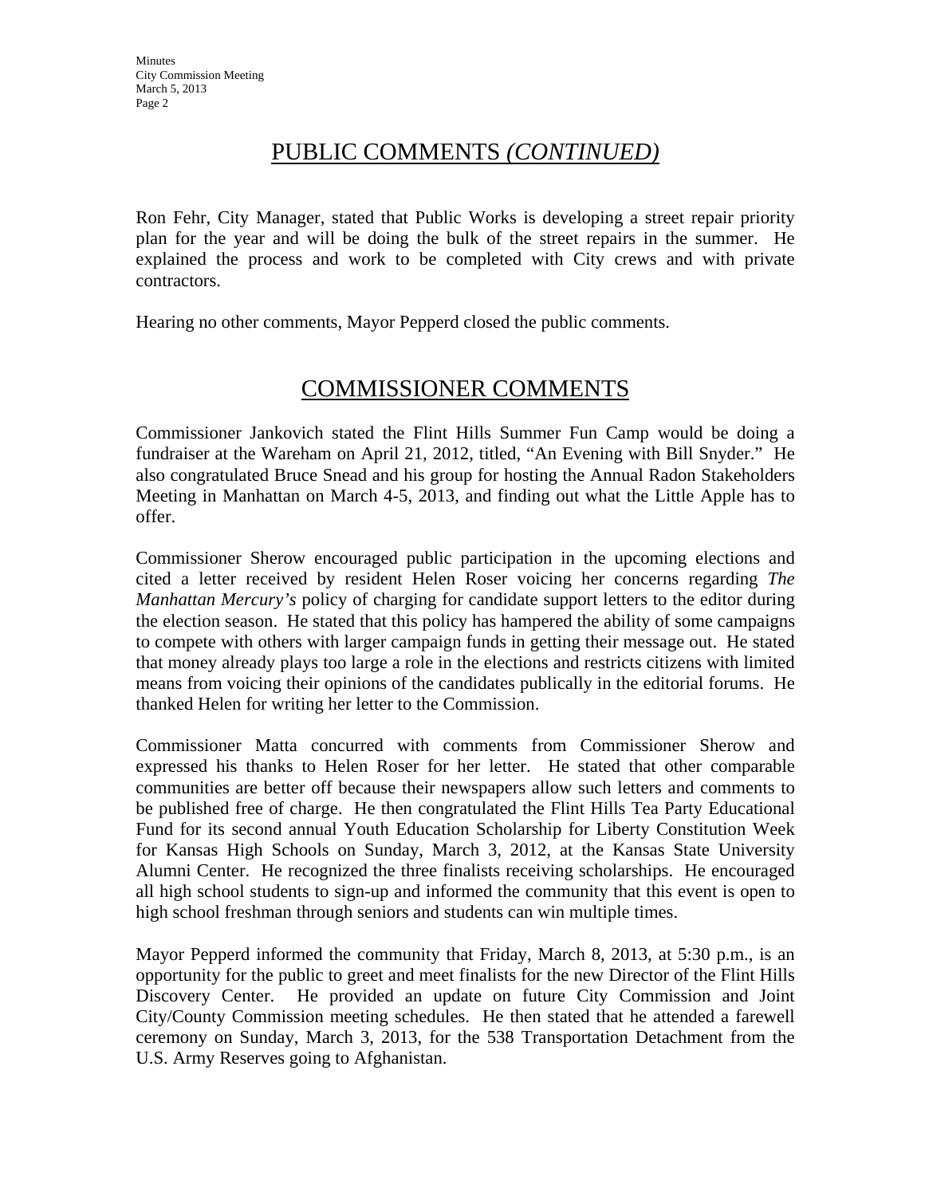## PUBLIC COMMENTS *(CONTINUED)*

Ron Fehr, City Manager, stated that Public Works is developing a street repair priority plan for the year and will be doing the bulk of the street repairs in the summer. He explained the process and work to be completed with City crews and with private contractors.

Hearing no other comments, Mayor Pepperd closed the public comments.

## COMMISSIONER COMMENTS

Commissioner Jankovich stated the Flint Hills Summer Fun Camp would be doing a fundraiser at the Wareham on April 21, 2012, titled, "An Evening with Bill Snyder." He also congratulated Bruce Snead and his group for hosting the Annual Radon Stakeholders Meeting in Manhattan on March 4-5, 2013, and finding out what the Little Apple has to offer.

Commissioner Sherow encouraged public participation in the upcoming elections and cited a letter received by resident Helen Roser voicing her concerns regarding *The Manhattan Mercury's* policy of charging for candidate support letters to the editor during the election season. He stated that this policy has hampered the ability of some campaigns to compete with others with larger campaign funds in getting their message out. He stated that money already plays too large a role in the elections and restricts citizens with limited means from voicing their opinions of the candidates publically in the editorial forums. He thanked Helen for writing her letter to the Commission.

Commissioner Matta concurred with comments from Commissioner Sherow and expressed his thanks to Helen Roser for her letter. He stated that other comparable communities are better off because their newspapers allow such letters and comments to be published free of charge. He then congratulated the Flint Hills Tea Party Educational Fund for its second annual Youth Education Scholarship for Liberty Constitution Week for Kansas High Schools on Sunday, March 3, 2012, at the Kansas State University Alumni Center. He recognized the three finalists receiving scholarships. He encouraged all high school students to sign-up and informed the community that this event is open to high school freshman through seniors and students can win multiple times.

Mayor Pepperd informed the community that Friday, March 8, 2013, at 5:30 p.m., is an opportunity for the public to greet and meet finalists for the new Director of the Flint Hills Discovery Center. He provided an update on future City Commission and Joint City/County Commission meeting schedules. He then stated that he attended a farewell ceremony on Sunday, March 3, 2013, for the 538 Transportation Detachment from the U.S. Army Reserves going to Afghanistan.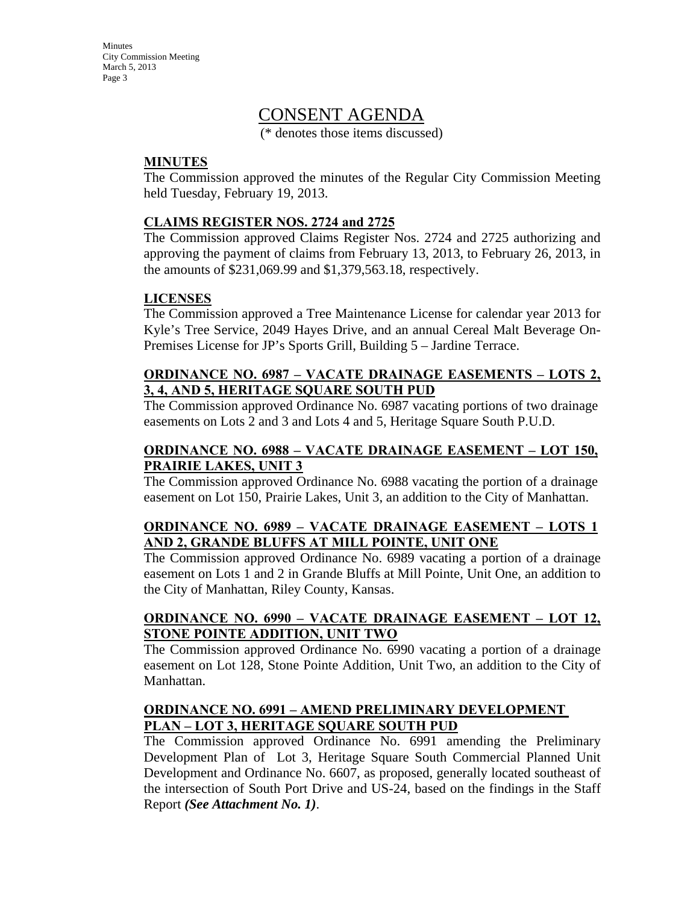# CONSENT AGENDA

(* denotes those items discussed)

**MINUTES**

The Commission approved the minutes of the Regular City Commission Meeting held Tuesday, February 19, 2013.

**CLAIMS REGISTER NOS. 2724 and 2725**

The Commission approved Claims Register Nos. 2724 and 2725 authorizing and approving the payment of claims from February 13, 2013, to February 26, 2013, in the amounts of $231,069.99 and $1,379,563.18, respectively.

**LICENSES**

The Commission approved a Tree Maintenance License for calendar year 2013 for Kyle's Tree Service, 2049 Hayes Drive, and an annual Cereal Malt Beverage On-Premises License for JP's Sports Grill, Building 5 – Jardine Terrace.

**ORDINANCE NO. 6987 – VACATE DRAINAGE EASEMENTS – LOTS 2, 3, 4, AND 5, HERITAGE SQUARE SOUTH PUD**

The Commission approved Ordinance No. 6987 vacating portions of two drainage easements on Lots 2 and 3 and Lots 4 and 5, Heritage Square South P.U.D.

**ORDINANCE NO. 6988 – VACATE DRAINAGE EASEMENT – LOT 150, PRAIRIE LAKES, UNIT 3**

The Commission approved Ordinance No. 6988 vacating the portion of a drainage easement on Lot 150, Prairie Lakes, Unit 3, an addition to the City of Manhattan.

**ORDINANCE NO. 6989 – VACATE DRAINAGE EASEMENT – LOTS 1 AND 2, GRANDE BLUFFS AT MILL POINTE, UNIT ONE**

The Commission approved Ordinance No. 6989 vacating a portion of a drainage easement on Lots 1 and 2 in Grande Bluffs at Mill Pointe, Unit One, an addition to the City of Manhattan, Riley County, Kansas.

**ORDINANCE NO. 6990 – VACATE DRAINAGE EASEMENT – LOT 12, STONE POINTE ADDITION, UNIT TWO**

The Commission approved Ordinance No. 6990 vacating a portion of a drainage easement on Lot 128, Stone Pointe Addition, Unit Two, an addition to the City of Manhattan.

**ORDINANCE NO. 6991 – AMEND PRELIMINARY DEVELOPMENT PLAN – LOT 3, HERITAGE SQUARE SOUTH PUD**

The Commission approved Ordinance No. 6991 amending the Preliminary Development Plan of Lot 3, Heritage Square South Commercial Planned Unit Development and Ordinance No. 6607, as proposed, generally located southeast of the intersection of South Port Drive and US-24, based on the findings in the Staff Report ***(See Attachment No. 1)***.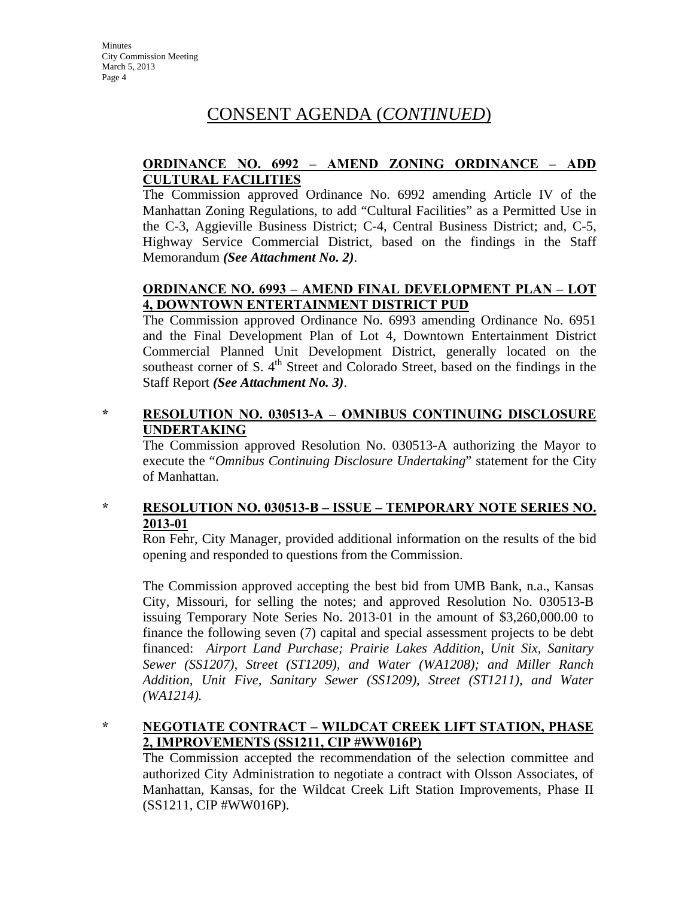# CONSENT AGENDA (*CONTINUED*)

**ORDINANCE NO. 6992 – AMEND ZONING ORDINANCE – ADD CULTURAL FACILITIES**

The Commission approved Ordinance No. 6992 amending Article IV of the Manhattan Zoning Regulations, to add "Cultural Facilities" as a Permitted Use in the C-3, Aggieville Business District; C-4, Central Business District; and, C-5, Highway Service Commercial District, based on the findings in the Staff Memorandum ***(See Attachment No. 2)***.

**ORDINANCE NO. 6993 – AMEND FINAL DEVELOPMENT PLAN – LOT 4, DOWNTOWN ENTERTAINMENT DISTRICT PUD**

The Commission approved Ordinance No. 6993 amending Ordinance No. 6951 and the Final Development Plan of Lot 4, Downtown Entertainment District Commercial Planned Unit Development District, generally located on the southeast corner of S. 4th Street and Colorado Street, based on the findings in the Staff Report ***(See Attachment No. 3)***.

\* **RESOLUTION NO. 030513-A – OMNIBUS CONTINUING DISCLOSURE UNDERTAKING**

The Commission approved Resolution No. 030513-A authorizing the Mayor to execute the "*Omnibus Continuing Disclosure Undertaking*" statement for the City of Manhattan.

\* **RESOLUTION NO. 030513-B – ISSUE – TEMPORARY NOTE SERIES NO. 2013-01**

Ron Fehr, City Manager, provided additional information on the results of the bid opening and responded to questions from the Commission.

The Commission approved accepting the best bid from UMB Bank, n.a., Kansas City, Missouri, for selling the notes; and approved Resolution No. 030513-B issuing Temporary Note Series No. 2013-01 in the amount of $3,260,000.00 to finance the following seven (7) capital and special assessment projects to be debt financed: *Airport Land Purchase; Prairie Lakes Addition, Unit Six, Sanitary Sewer (SS1207), Street (ST1209), and Water (WA1208); and Miller Ranch Addition, Unit Five, Sanitary Sewer (SS1209), Street (ST1211), and Water (WA1214).*

\* **NEGOTIATE CONTRACT – WILDCAT CREEK LIFT STATION, PHASE 2, IMPROVEMENTS (SS1211, CIP #WW016P)**

The Commission accepted the recommendation of the selection committee and authorized City Administration to negotiate a contract with Olsson Associates, of Manhattan, Kansas, for the Wildcat Creek Lift Station Improvements, Phase II (SS1211, CIP #WW016P).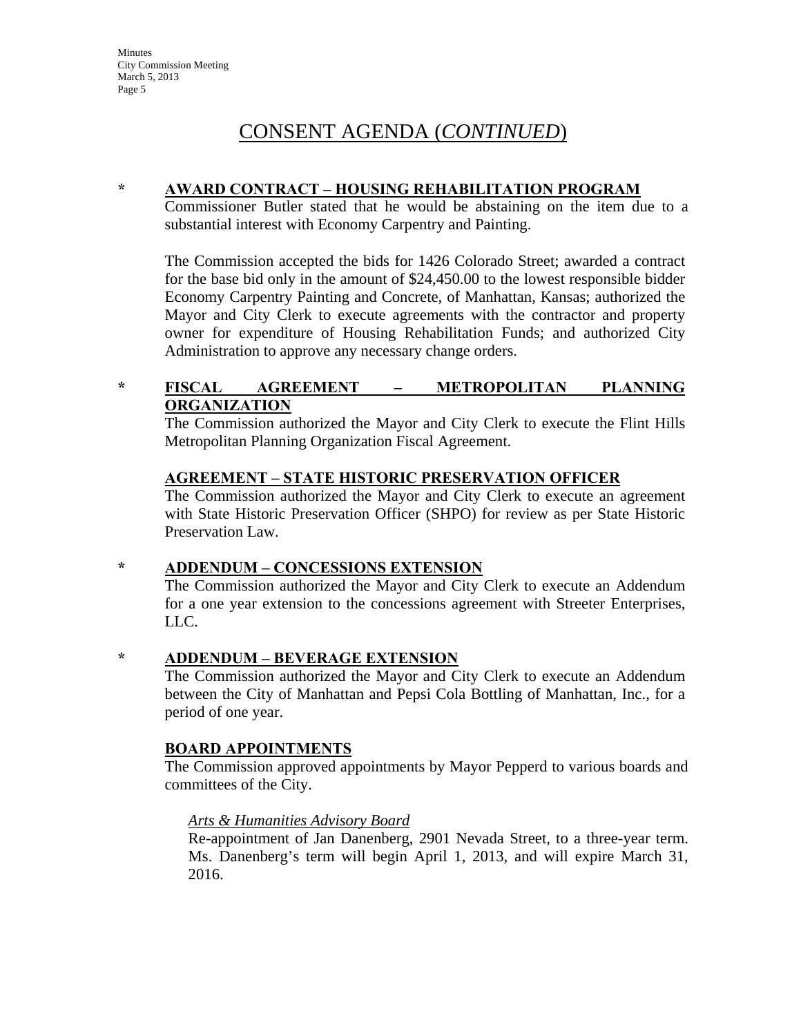# CONSENT AGENDA (*CONTINUED*)

* **AWARD CONTRACT – HOUSING REHABILITATION PROGRAM**

Commissioner Butler stated that he would be abstaining on the item due to a substantial interest with Economy Carpentry and Painting.

The Commission accepted the bids for 1426 Colorado Street; awarded a contract for the base bid only in the amount of $24,450.00 to the lowest responsible bidder Economy Carpentry Painting and Concrete, of Manhattan, Kansas; authorized the Mayor and City Clerk to execute agreements with the contractor and property owner for expenditure of Housing Rehabilitation Funds; and authorized City Administration to approve any necessary change orders.

* **FISCAL AGREEMENT – METROPOLITAN PLANNING ORGANIZATION**

The Commission authorized the Mayor and City Clerk to execute the Flint Hills Metropolitan Planning Organization Fiscal Agreement.

**AGREEMENT – STATE HISTORIC PRESERVATION OFFICER**

The Commission authorized the Mayor and City Clerk to execute an agreement with State Historic Preservation Officer (SHPO) for review as per State Historic Preservation Law.

* **ADDENDUM – CONCESSIONS EXTENSION**

The Commission authorized the Mayor and City Clerk to execute an Addendum for a one year extension to the concessions agreement with Streeter Enterprises, LLC.

* **ADDENDUM – BEVERAGE EXTENSION**

The Commission authorized the Mayor and City Clerk to execute an Addendum between the City of Manhattan and Pepsi Cola Bottling of Manhattan, Inc., for a period of one year.

**BOARD APPOINTMENTS**

The Commission approved appointments by Mayor Pepperd to various boards and committees of the City.

*Arts & Humanities Advisory Board*

Re-appointment of Jan Danenberg, 2901 Nevada Street, to a three-year term. Ms. Danenberg's term will begin April 1, 2013, and will expire March 31, 2016.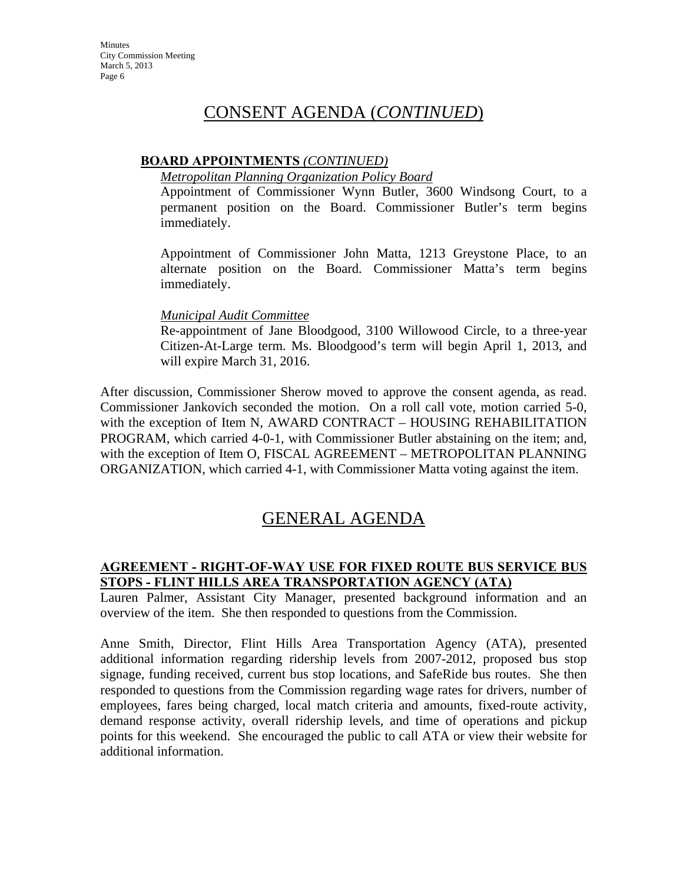## CONSENT AGENDA (*CONTINUED*)

**BOARD APPOINTMENTS** ***(CONTINUED)***

*Metropolitan Planning Organization Policy Board*

Appointment of Commissioner Wynn Butler, 3600 Windsong Court, to a permanent position on the Board. Commissioner Butler's term begins immediately.

Appointment of Commissioner John Matta, 1213 Greystone Place, to an alternate position on the Board. Commissioner Matta's term begins immediately.

*Municipal Audit Committee*

Re-appointment of Jane Bloodgood, 3100 Willowood Circle, to a three-year Citizen-At-Large term. Ms. Bloodgood's term will begin April 1, 2013, and will expire March 31, 2016.

After discussion, Commissioner Sherow moved to approve the consent agenda, as read. Commissioner Jankovich seconded the motion. On a roll call vote, motion carried 5-0, with the exception of Item N, AWARD CONTRACT – HOUSING REHABILITATION PROGRAM, which carried 4-0-1, with Commissioner Butler abstaining on the item; and, with the exception of Item O, FISCAL AGREEMENT – METROPOLITAN PLANNING ORGANIZATION, which carried 4-1, with Commissioner Matta voting against the item.

## GENERAL AGENDA

**AGREEMENT - RIGHT-OF-WAY USE FOR FIXED ROUTE BUS SERVICE BUS STOPS - FLINT HILLS AREA TRANSPORTATION AGENCY (ATA)**

Lauren Palmer, Assistant City Manager, presented background information and an overview of the item. She then responded to questions from the Commission.

Anne Smith, Director, Flint Hills Area Transportation Agency (ATA), presented additional information regarding ridership levels from 2007-2012, proposed bus stop signage, funding received, current bus stop locations, and SafeRide bus routes. She then responded to questions from the Commission regarding wage rates for drivers, number of employees, fares being charged, local match criteria and amounts, fixed-route activity, demand response activity, overall ridership levels, and time of operations and pickup points for this weekend. She encouraged the public to call ATA or view their website for additional information.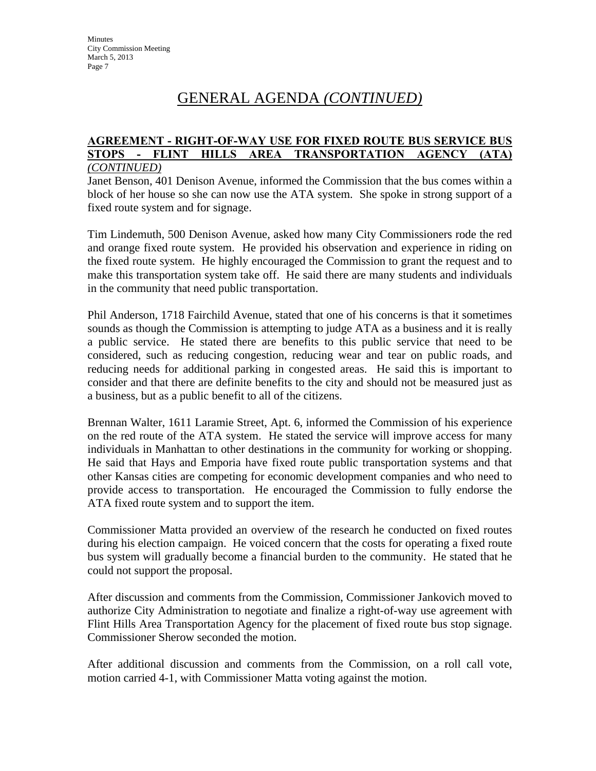# GENERAL AGENDA *(CONTINUED)*

**AGREEMENT - RIGHT-OF-WAY USE FOR FIXED ROUTE BUS SERVICE BUS STOPS - FLINT HILLS AREA TRANSPORTATION AGENCY (ATA)** ***(CONTINUED)***

Janet Benson, 401 Denison Avenue, informed the Commission that the bus comes within a block of her house so she can now use the ATA system. She spoke in strong support of a fixed route system and for signage.

Tim Lindemuth, 500 Denison Avenue, asked how many City Commissioners rode the red and orange fixed route system. He provided his observation and experience in riding on the fixed route system. He highly encouraged the Commission to grant the request and to make this transportation system take off. He said there are many students and individuals in the community that need public transportation.

Phil Anderson, 1718 Fairchild Avenue, stated that one of his concerns is that it sometimes sounds as though the Commission is attempting to judge ATA as a business and it is really a public service. He stated there are benefits to this public service that need to be considered, such as reducing congestion, reducing wear and tear on public roads, and reducing needs for additional parking in congested areas. He said this is important to consider and that there are definite benefits to the city and should not be measured just as a business, but as a public benefit to all of the citizens.

Brennan Walter, 1611 Laramie Street, Apt. 6, informed the Commission of his experience on the red route of the ATA system. He stated the service will improve access for many individuals in Manhattan to other destinations in the community for working or shopping. He said that Hays and Emporia have fixed route public transportation systems and that other Kansas cities are competing for economic development companies and who need to provide access to transportation. He encouraged the Commission to fully endorse the ATA fixed route system and to support the item.

Commissioner Matta provided an overview of the research he conducted on fixed routes during his election campaign. He voiced concern that the costs for operating a fixed route bus system will gradually become a financial burden to the community. He stated that he could not support the proposal.

After discussion and comments from the Commission, Commissioner Jankovich moved to authorize City Administration to negotiate and finalize a right-of-way use agreement with Flint Hills Area Transportation Agency for the placement of fixed route bus stop signage. Commissioner Sherow seconded the motion.

After additional discussion and comments from the Commission, on a roll call vote, motion carried 4-1, with Commissioner Matta voting against the motion.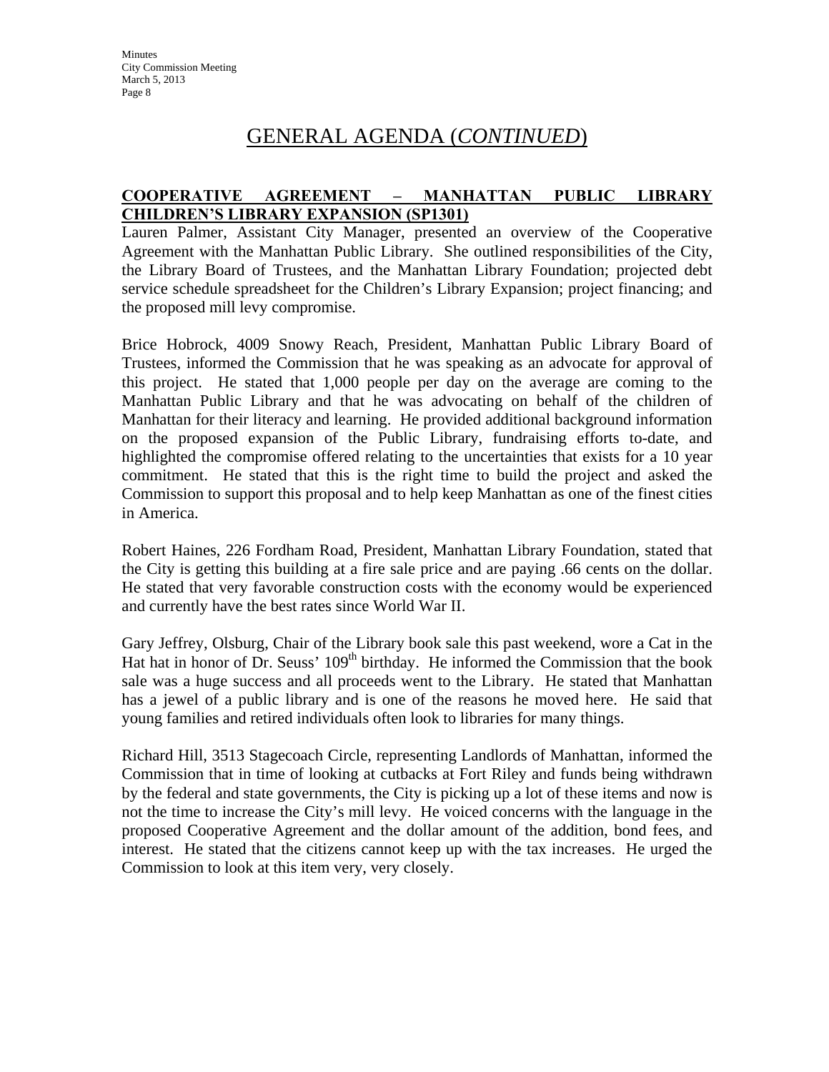# GENERAL AGENDA (*CONTINUED*)

**COOPERATIVE AGREEMENT – MANHATTAN PUBLIC LIBRARY CHILDREN'S LIBRARY EXPANSION (SP1301)**

Lauren Palmer, Assistant City Manager, presented an overview of the Cooperative Agreement with the Manhattan Public Library. She outlined responsibilities of the City, the Library Board of Trustees, and the Manhattan Library Foundation; projected debt service schedule spreadsheet for the Children's Library Expansion; project financing; and the proposed mill levy compromise.

Brice Hobrock, 4009 Snowy Reach, President, Manhattan Public Library Board of Trustees, informed the Commission that he was speaking as an advocate for approval of this project. He stated that 1,000 people per day on the average are coming to the Manhattan Public Library and that he was advocating on behalf of the children of Manhattan for their literacy and learning. He provided additional background information on the proposed expansion of the Public Library, fundraising efforts to-date, and highlighted the compromise offered relating to the uncertainties that exists for a 10 year commitment. He stated that this is the right time to build the project and asked the Commission to support this proposal and to help keep Manhattan as one of the finest cities in America.

Robert Haines, 226 Fordham Road, President, Manhattan Library Foundation, stated that the City is getting this building at a fire sale price and are paying .66 cents on the dollar. He stated that very favorable construction costs with the economy would be experienced and currently have the best rates since World War II.

Gary Jeffrey, Olsburg, Chair of the Library book sale this past weekend, wore a Cat in the Hat hat in honor of Dr. Seuss' 109th birthday. He informed the Commission that the book sale was a huge success and all proceeds went to the Library. He stated that Manhattan has a jewel of a public library and is one of the reasons he moved here. He said that young families and retired individuals often look to libraries for many things.

Richard Hill, 3513 Stagecoach Circle, representing Landlords of Manhattan, informed the Commission that in time of looking at cutbacks at Fort Riley and funds being withdrawn by the federal and state governments, the City is picking up a lot of these items and now is not the time to increase the City's mill levy. He voiced concerns with the language in the proposed Cooperative Agreement and the dollar amount of the addition, bond fees, and interest. He stated that the citizens cannot keep up with the tax increases. He urged the Commission to look at this item very, very closely.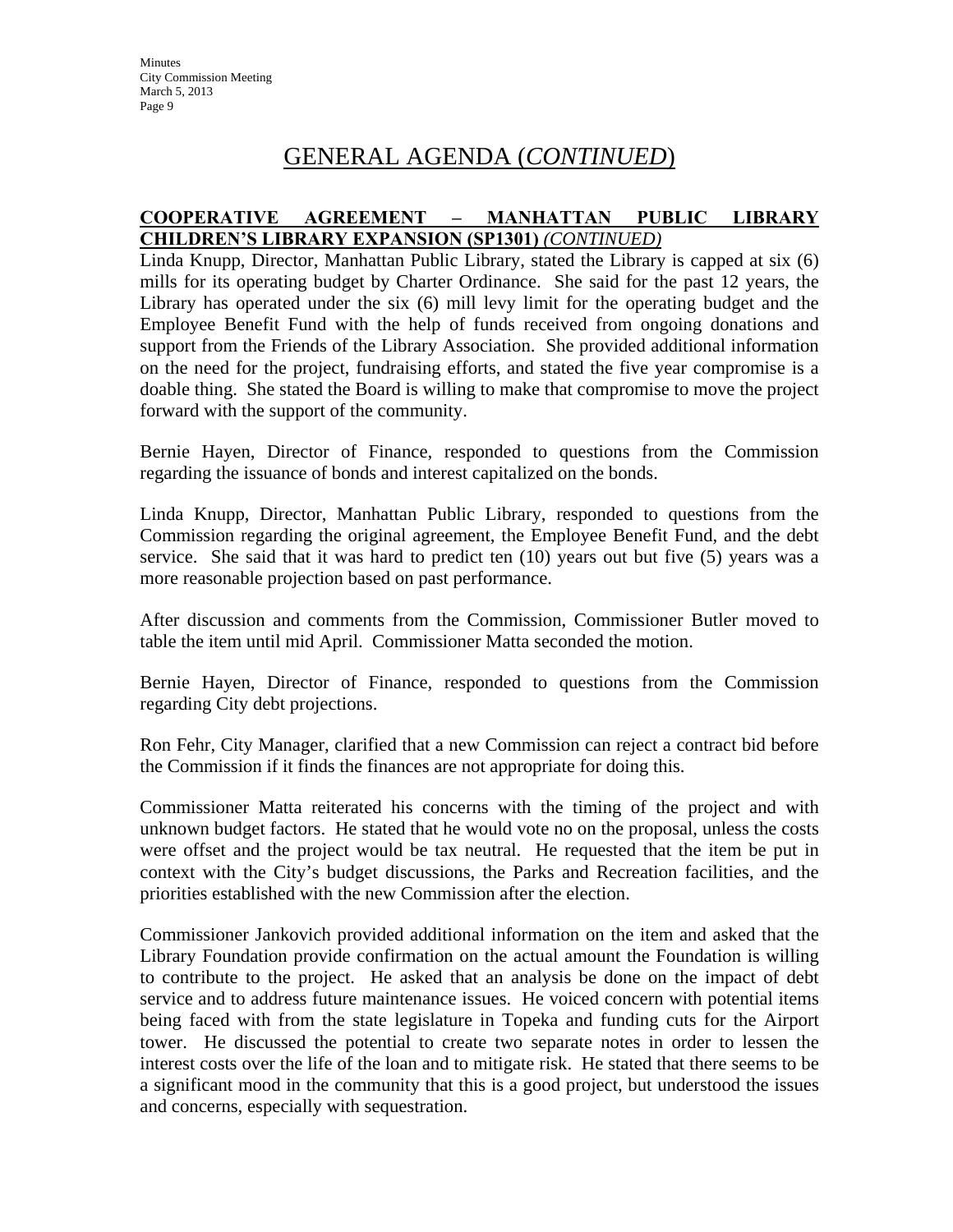# GENERAL AGENDA (*CONTINUED*)

**COOPERATIVE AGREEMENT – MANHATTAN PUBLIC LIBRARY CHILDREN'S LIBRARY EXPANSION (SP1301)** ***(CONTINUED)***

Linda Knupp, Director, Manhattan Public Library, stated the Library is capped at six (6) mills for its operating budget by Charter Ordinance. She said for the past 12 years, the Library has operated under the six (6) mill levy limit for the operating budget and the Employee Benefit Fund with the help of funds received from ongoing donations and support from the Friends of the Library Association. She provided additional information on the need for the project, fundraising efforts, and stated the five year compromise is a doable thing. She stated the Board is willing to make that compromise to move the project forward with the support of the community.

Bernie Hayen, Director of Finance, responded to questions from the Commission regarding the issuance of bonds and interest capitalized on the bonds.

Linda Knupp, Director, Manhattan Public Library, responded to questions from the Commission regarding the original agreement, the Employee Benefit Fund, and the debt service. She said that it was hard to predict ten (10) years out but five (5) years was a more reasonable projection based on past performance.

After discussion and comments from the Commission, Commissioner Butler moved to table the item until mid April. Commissioner Matta seconded the motion.

Bernie Hayen, Director of Finance, responded to questions from the Commission regarding City debt projections.

Ron Fehr, City Manager, clarified that a new Commission can reject a contract bid before the Commission if it finds the finances are not appropriate for doing this.

Commissioner Matta reiterated his concerns with the timing of the project and with unknown budget factors. He stated that he would vote no on the proposal, unless the costs were offset and the project would be tax neutral. He requested that the item be put in context with the City's budget discussions, the Parks and Recreation facilities, and the priorities established with the new Commission after the election.

Commissioner Jankovich provided additional information on the item and asked that the Library Foundation provide confirmation on the actual amount the Foundation is willing to contribute to the project. He asked that an analysis be done on the impact of debt service and to address future maintenance issues. He voiced concern with potential items being faced with from the state legislature in Topeka and funding cuts for the Airport tower. He discussed the potential to create two separate notes in order to lessen the interest costs over the life of the loan and to mitigate risk. He stated that there seems to be a significant mood in the community that this is a good project, but understood the issues and concerns, especially with sequestration.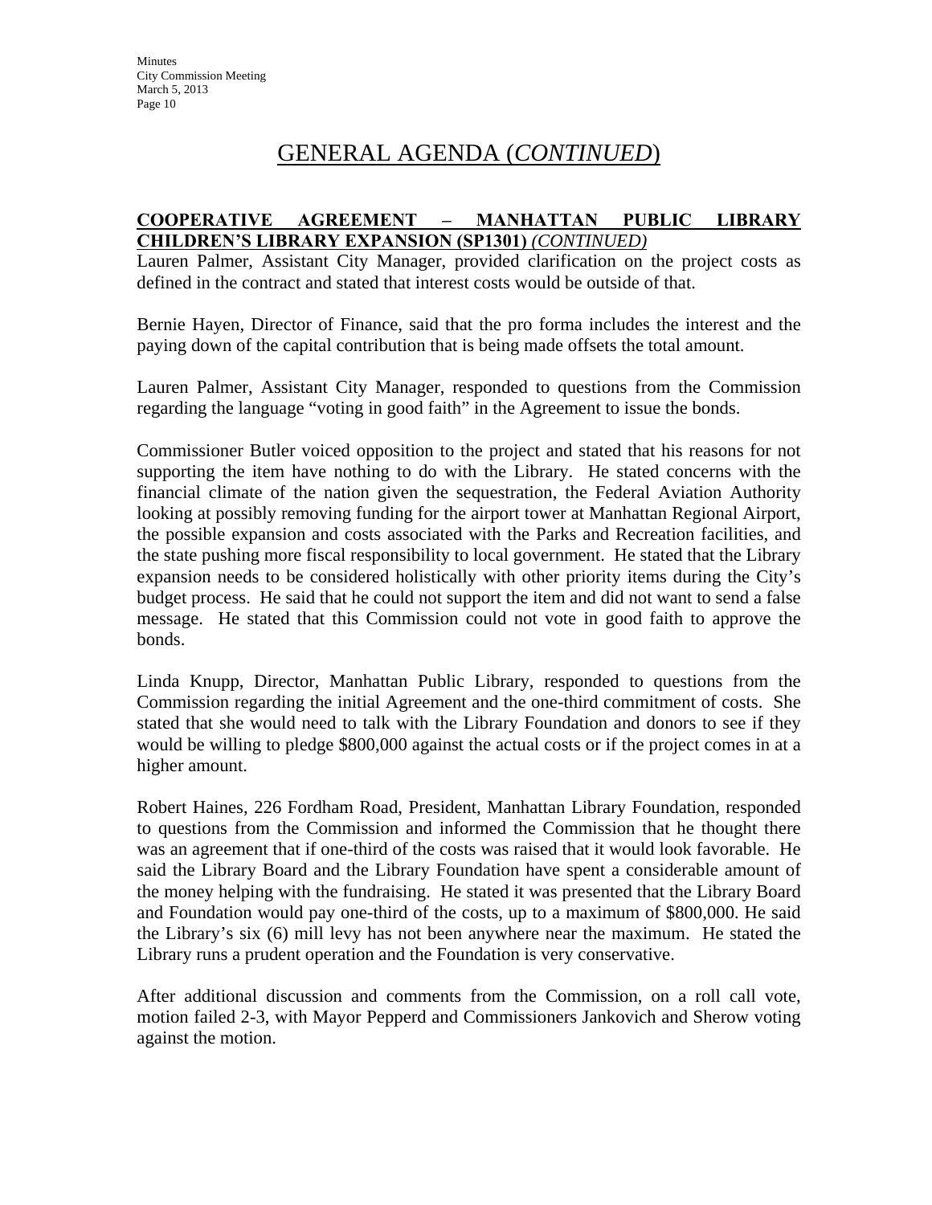# GENERAL AGENDA (*CONTINUED*)

**COOPERATIVE AGREEMENT – MANHATTAN PUBLIC LIBRARY CHILDREN'S LIBRARY EXPANSION (SP1301)** ***(CONTINUED)***

Lauren Palmer, Assistant City Manager, provided clarification on the project costs as defined in the contract and stated that interest costs would be outside of that.

Bernie Hayen, Director of Finance, said that the pro forma includes the interest and the paying down of the capital contribution that is being made offsets the total amount.

Lauren Palmer, Assistant City Manager, responded to questions from the Commission regarding the language "voting in good faith" in the Agreement to issue the bonds.

Commissioner Butler voiced opposition to the project and stated that his reasons for not supporting the item have nothing to do with the Library. He stated concerns with the financial climate of the nation given the sequestration, the Federal Aviation Authority looking at possibly removing funding for the airport tower at Manhattan Regional Airport, the possible expansion and costs associated with the Parks and Recreation facilities, and the state pushing more fiscal responsibility to local government. He stated that the Library expansion needs to be considered holistically with other priority items during the City's budget process. He said that he could not support the item and did not want to send a false message. He stated that this Commission could not vote in good faith to approve the bonds.

Linda Knupp, Director, Manhattan Public Library, responded to questions from the Commission regarding the initial Agreement and the one-third commitment of costs. She stated that she would need to talk with the Library Foundation and donors to see if they would be willing to pledge $800,000 against the actual costs or if the project comes in at a higher amount.

Robert Haines, 226 Fordham Road, President, Manhattan Library Foundation, responded to questions from the Commission and informed the Commission that he thought there was an agreement that if one-third of the costs was raised that it would look favorable. He said the Library Board and the Library Foundation have spent a considerable amount of the money helping with the fundraising. He stated it was presented that the Library Board and Foundation would pay one-third of the costs, up to a maximum of $800,000. He said the Library's six (6) mill levy has not been anywhere near the maximum. He stated the Library runs a prudent operation and the Foundation is very conservative.

After additional discussion and comments from the Commission, on a roll call vote, motion failed 2-3, with Mayor Pepperd and Commissioners Jankovich and Sherow voting against the motion.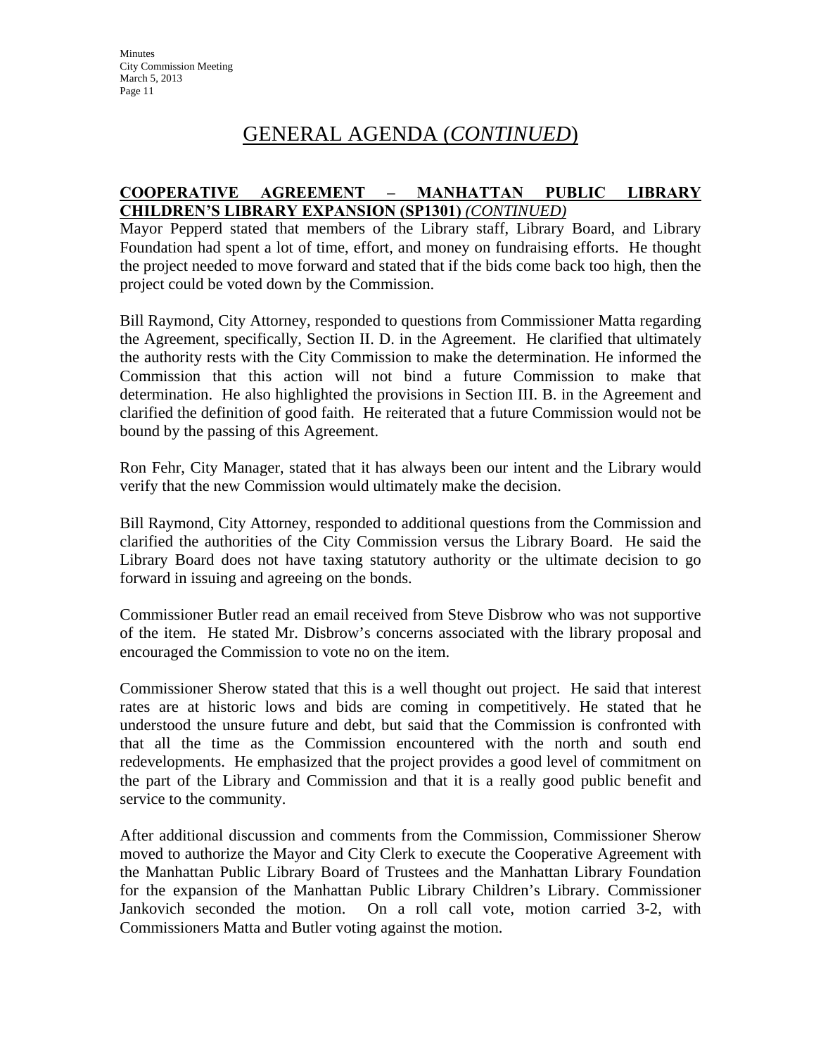## GENERAL AGENDA (*CONTINUED*)

**COOPERATIVE AGREEMENT – MANHATTAN PUBLIC LIBRARY CHILDREN'S LIBRARY EXPANSION (SP1301)** ***(CONTINUED)***

Mayor Pepperd stated that members of the Library staff, Library Board, and Library Foundation had spent a lot of time, effort, and money on fundraising efforts. He thought the project needed to move forward and stated that if the bids come back too high, then the project could be voted down by the Commission.

Bill Raymond, City Attorney, responded to questions from Commissioner Matta regarding the Agreement, specifically, Section II. D. in the Agreement. He clarified that ultimately the authority rests with the City Commission to make the determination. He informed the Commission that this action will not bind a future Commission to make that determination. He also highlighted the provisions in Section III. B. in the Agreement and clarified the definition of good faith. He reiterated that a future Commission would not be bound by the passing of this Agreement.

Ron Fehr, City Manager, stated that it has always been our intent and the Library would verify that the new Commission would ultimately make the decision.

Bill Raymond, City Attorney, responded to additional questions from the Commission and clarified the authorities of the City Commission versus the Library Board. He said the Library Board does not have taxing statutory authority or the ultimate decision to go forward in issuing and agreeing on the bonds.

Commissioner Butler read an email received from Steve Disbrow who was not supportive of the item. He stated Mr. Disbrow's concerns associated with the library proposal and encouraged the Commission to vote no on the item.

Commissioner Sherow stated that this is a well thought out project. He said that interest rates are at historic lows and bids are coming in competitively. He stated that he understood the unsure future and debt, but said that the Commission is confronted with that all the time as the Commission encountered with the north and south end redevelopments. He emphasized that the project provides a good level of commitment on the part of the Library and Commission and that it is a really good public benefit and service to the community.

After additional discussion and comments from the Commission, Commissioner Sherow moved to authorize the Mayor and City Clerk to execute the Cooperative Agreement with the Manhattan Public Library Board of Trustees and the Manhattan Library Foundation for the expansion of the Manhattan Public Library Children's Library. Commissioner Jankovich seconded the motion. On a roll call vote, motion carried 3-2, with Commissioners Matta and Butler voting against the motion.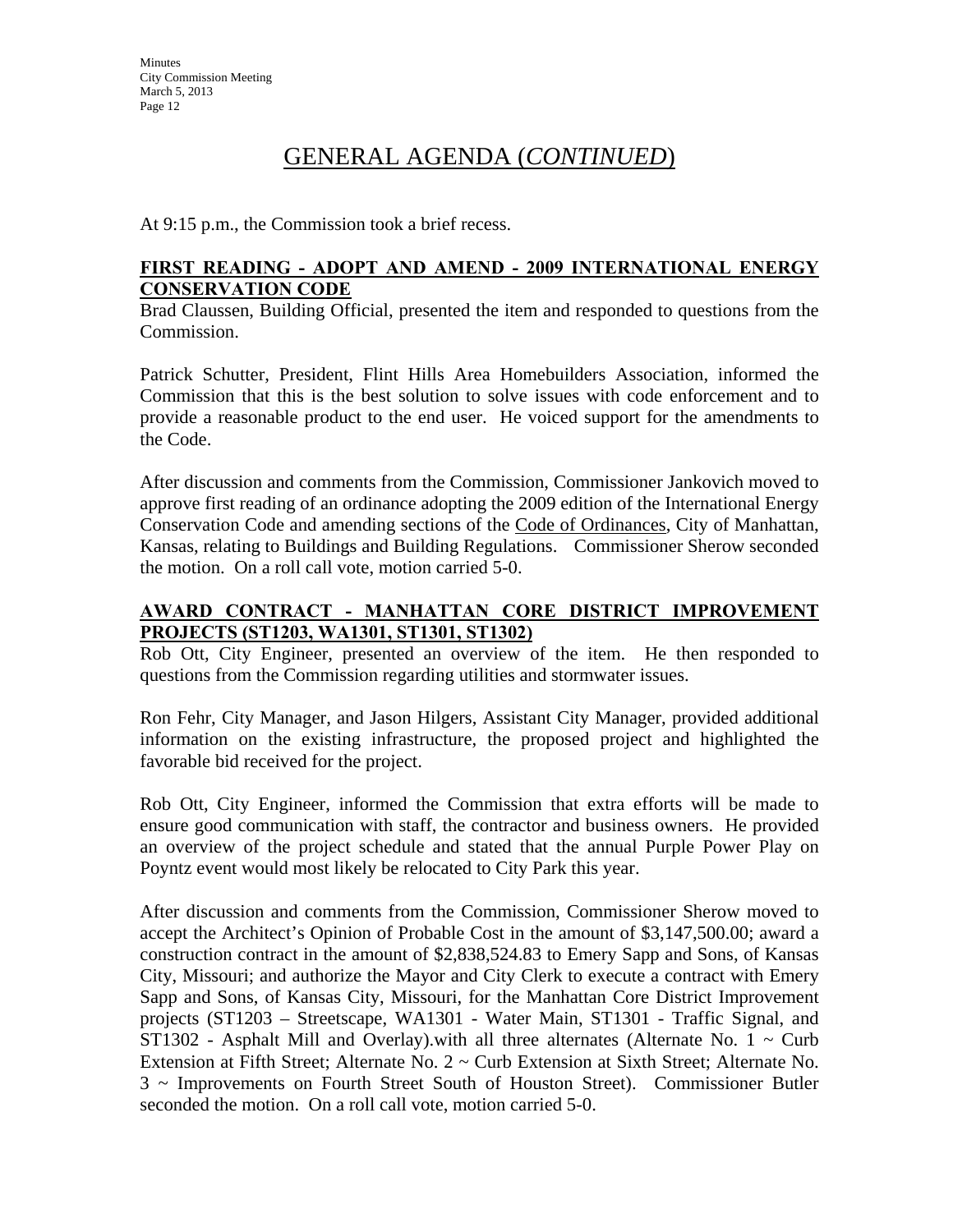# GENERAL AGENDA (*CONTINUED*)

At 9:15 p.m., the Commission took a brief recess.

## FIRST READING - ADOPT AND AMEND - 2009 INTERNATIONAL ENERGY CONSERVATION CODE

Brad Claussen, Building Official, presented the item and responded to questions from the Commission.

Patrick Schutter, President, Flint Hills Area Homebuilders Association, informed the Commission that this is the best solution to solve issues with code enforcement and to provide a reasonable product to the end user. He voiced support for the amendments to the Code.

After discussion and comments from the Commission, Commissioner Jankovich moved to approve first reading of an ordinance adopting the 2009 edition of the International Energy Conservation Code and amending sections of the Code of Ordinances, City of Manhattan, Kansas, relating to Buildings and Building Regulations. Commissioner Sherow seconded the motion. On a roll call vote, motion carried 5-0.

## AWARD CONTRACT - MANHATTAN CORE DISTRICT IMPROVEMENT PROJECTS (ST1203, WA1301, ST1301, ST1302)

Rob Ott, City Engineer, presented an overview of the item. He then responded to questions from the Commission regarding utilities and stormwater issues.

Ron Fehr, City Manager, and Jason Hilgers, Assistant City Manager, provided additional information on the existing infrastructure, the proposed project and highlighted the favorable bid received for the project.

Rob Ott, City Engineer, informed the Commission that extra efforts will be made to ensure good communication with staff, the contractor and business owners. He provided an overview of the project schedule and stated that the annual Purple Power Play on Poyntz event would most likely be relocated to City Park this year.

After discussion and comments from the Commission, Commissioner Sherow moved to accept the Architect's Opinion of Probable Cost in the amount of $3,147,500.00; award a construction contract in the amount of $2,838,524.83 to Emery Sapp and Sons, of Kansas City, Missouri; and authorize the Mayor and City Clerk to execute a contract with Emery Sapp and Sons, of Kansas City, Missouri, for the Manhattan Core District Improvement projects (ST1203 – Streetscape, WA1301 - Water Main, ST1301 - Traffic Signal, and ST1302 - Asphalt Mill and Overlay).with all three alternates (Alternate No. 1 ~ Curb Extension at Fifth Street; Alternate No. 2 ~ Curb Extension at Sixth Street; Alternate No. 3 ~ Improvements on Fourth Street South of Houston Street). Commissioner Butler seconded the motion. On a roll call vote, motion carried 5-0.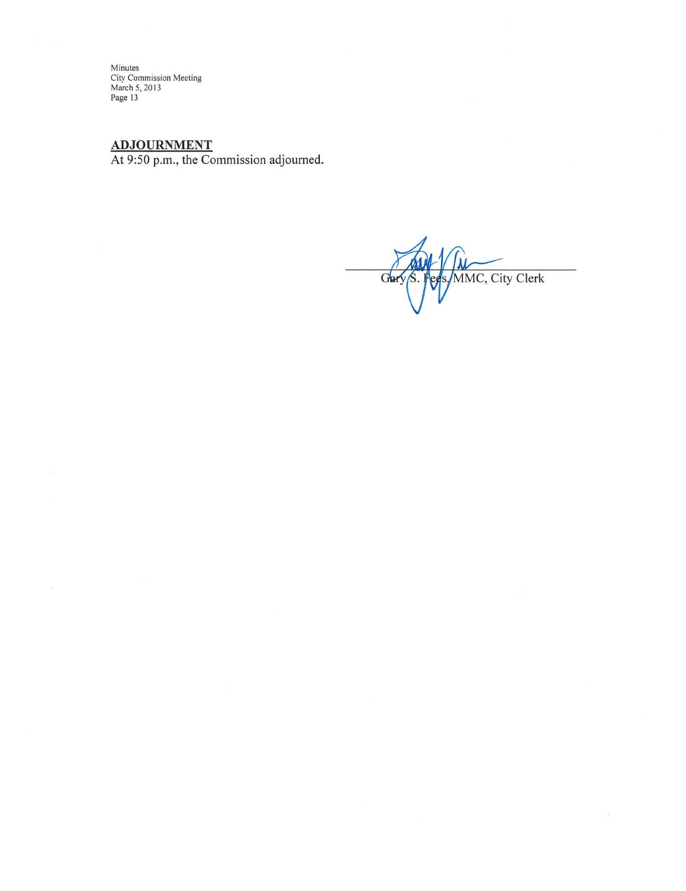## ADJOURNMENT

At 9:50 p.m., the Commission adjourned.

Gary S. Fees, MMC, City Clerk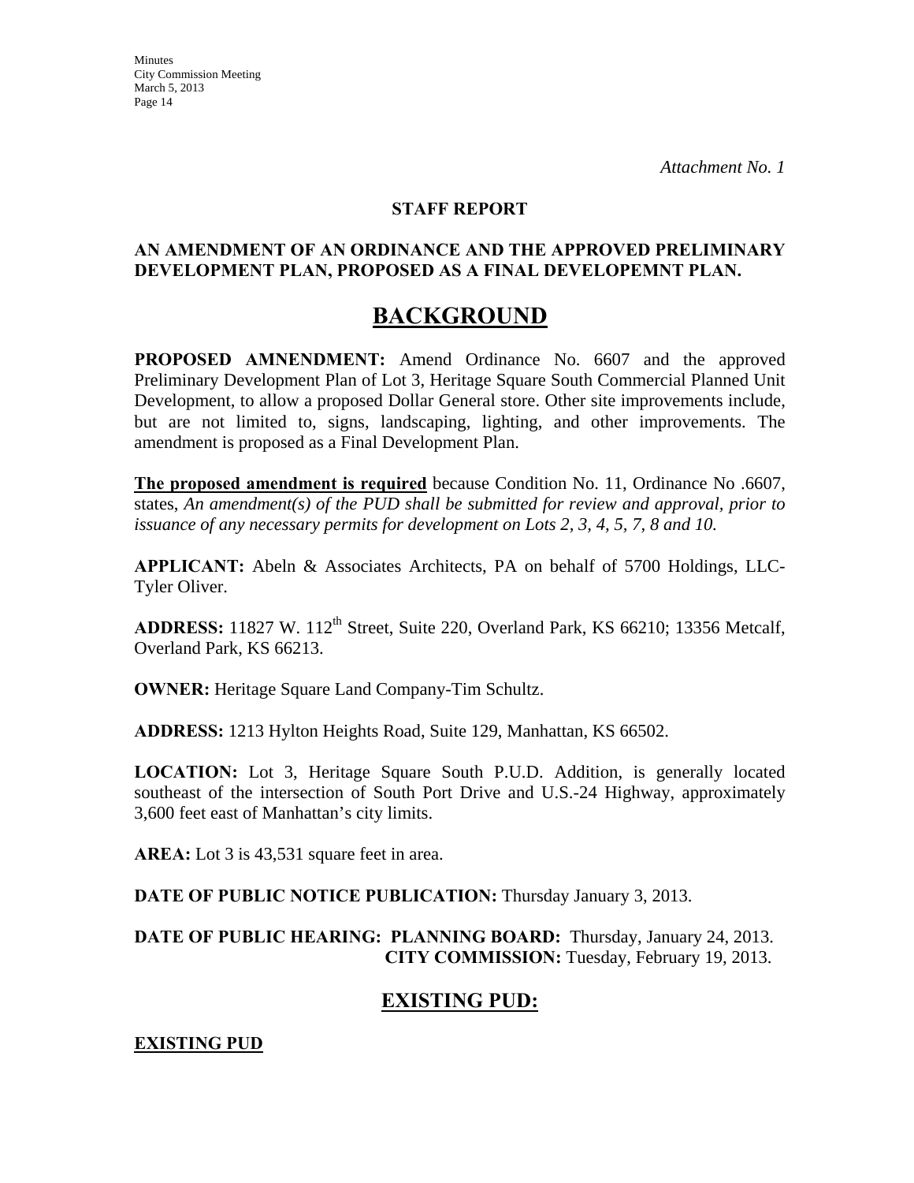*Attachment No. 1*

**STAFF REPORT**

**AN AMENDMENT OF AN ORDINANCE AND THE APPROVED PRELIMINARY DEVELOPMENT PLAN, PROPOSED AS A FINAL DEVELOPEMNT PLAN.**

# BACKGROUND

**PROPOSED AMNENDMENT:** Amend Ordinance No. 6607 and the approved Preliminary Development Plan of Lot 3, Heritage Square South Commercial Planned Unit Development, to allow a proposed Dollar General store. Other site improvements include, but are not limited to, signs, landscaping, lighting, and other improvements. The amendment is proposed as a Final Development Plan.

**The proposed amendment is required** because Condition No. 11, Ordinance No .6607, states, *An amendment(s) of the PUD shall be submitted for review and approval, prior to issuance of any necessary permits for development on Lots 2, 3, 4, 5, 7, 8 and 10.*

**APPLICANT:** Abeln & Associates Architects, PA on behalf of 5700 Holdings, LLC-Tyler Oliver.

**ADDRESS:** 11827 W. 112th Street, Suite 220, Overland Park, KS 66210; 13356 Metcalf, Overland Park, KS 66213.

**OWNER:** Heritage Square Land Company-Tim Schultz.

**ADDRESS:** 1213 Hylton Heights Road, Suite 129, Manhattan, KS 66502.

**LOCATION:** Lot 3, Heritage Square South P.U.D. Addition, is generally located southeast of the intersection of South Port Drive and U.S.-24 Highway, approximately 3,600 feet east of Manhattan's city limits.

**AREA:** Lot 3 is 43,531 square feet in area.

**DATE OF PUBLIC NOTICE PUBLICATION:** Thursday January 3, 2013.

**DATE OF PUBLIC HEARING: PLANNING BOARD:** Thursday, January 24, 2013.
**CITY COMMISSION:** Tuesday, February 19, 2013.

## EXISTING PUD:

**EXISTING PUD**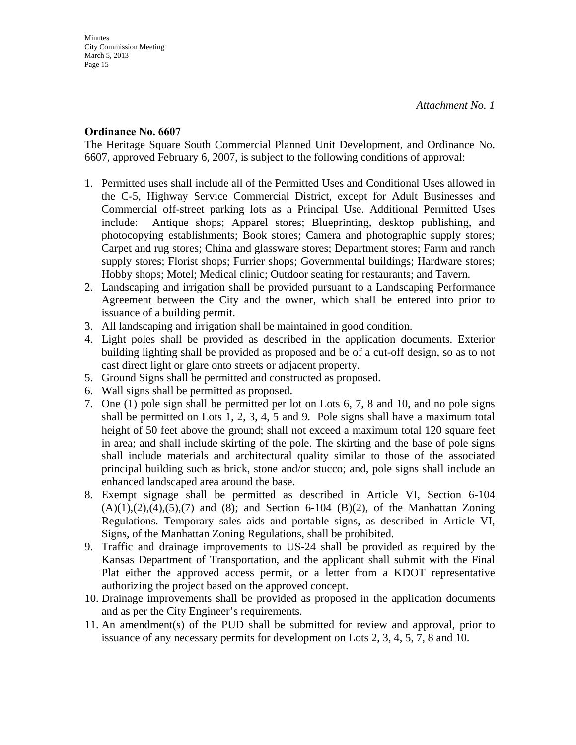*Attachment No. 1*

**Ordinance No. 6607**

The Heritage Square South Commercial Planned Unit Development, and Ordinance No. 6607, approved February 6, 2007, is subject to the following conditions of approval:

1. Permitted uses shall include all of the Permitted Uses and Conditional Uses allowed in the C-5, Highway Service Commercial District, except for Adult Businesses and Commercial off-street parking lots as a Principal Use. Additional Permitted Uses include: Antique shops; Apparel stores; Blueprinting, desktop publishing, and photocopying establishments; Book stores; Camera and photographic supply stores; Carpet and rug stores; China and glassware stores; Department stores; Farm and ranch supply stores; Florist shops; Furrier shops; Governmental buildings; Hardware stores; Hobby shops; Motel; Medical clinic; Outdoor seating for restaurants; and Tavern.
2. Landscaping and irrigation shall be provided pursuant to a Landscaping Performance Agreement between the City and the owner, which shall be entered into prior to issuance of a building permit.
3. All landscaping and irrigation shall be maintained in good condition.
4. Light poles shall be provided as described in the application documents. Exterior building lighting shall be provided as proposed and be of a cut-off design, so as to not cast direct light or glare onto streets or adjacent property.
5. Ground Signs shall be permitted and constructed as proposed.
6. Wall signs shall be permitted as proposed.
7. One (1) pole sign shall be permitted per lot on Lots 6, 7, 8 and 10, and no pole signs shall be permitted on Lots 1, 2, 3, 4, 5 and 9. Pole signs shall have a maximum total height of 50 feet above the ground; shall not exceed a maximum total 120 square feet in area; and shall include skirting of the pole. The skirting and the base of pole signs shall include materials and architectural quality similar to those of the associated principal building such as brick, stone and/or stucco; and, pole signs shall include an enhanced landscaped area around the base.
8. Exempt signage shall be permitted as described in Article VI, Section 6-104 (A)(1),(2),(4),(5),(7) and (8); and Section 6-104 (B)(2), of the Manhattan Zoning Regulations. Temporary sales aids and portable signs, as described in Article VI, Signs, of the Manhattan Zoning Regulations, shall be prohibited.
9. Traffic and drainage improvements to US-24 shall be provided as required by the Kansas Department of Transportation, and the applicant shall submit with the Final Plat either the approved access permit, or a letter from a KDOT representative authorizing the project based on the approved concept.
10. Drainage improvements shall be provided as proposed in the application documents and as per the City Engineer's requirements.
11. An amendment(s) of the PUD shall be submitted for review and approval, prior to issuance of any necessary permits for development on Lots 2, 3, 4, 5, 7, 8 and 10.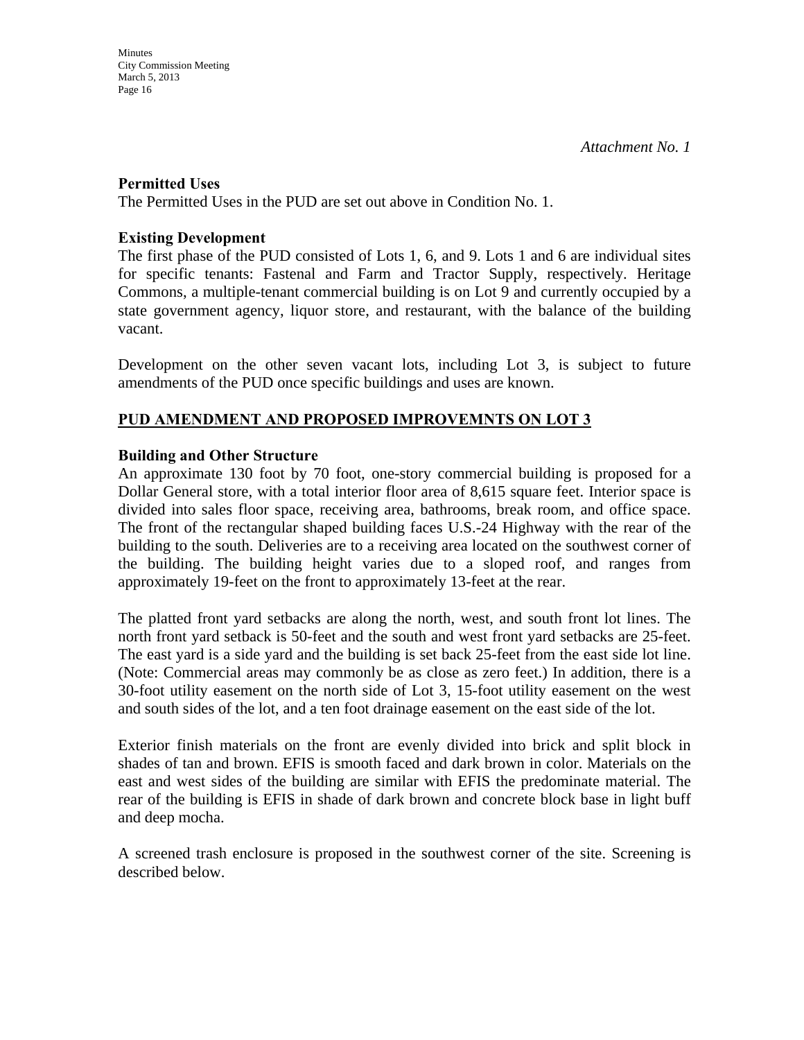*Attachment No. 1*

**Permitted Uses**
The Permitted Uses in the PUD are set out above in Condition No. 1.

**Existing Development**
The first phase of the PUD consisted of Lots 1, 6, and 9. Lots 1 and 6 are individual sites for specific tenants: Fastenal and Farm and Tractor Supply, respectively. Heritage Commons, a multiple-tenant commercial building is on Lot 9 and currently occupied by a state government agency, liquor store, and restaurant, with the balance of the building vacant.

Development on the other seven vacant lots, including Lot 3, is subject to future amendments of the PUD once specific buildings and uses are known.

**<u>PUD AMENDMENT AND PROPOSED IMPROVEMNTS ON LOT 3</u>**

**Building and Other Structure**
An approximate 130 foot by 70 foot, one-story commercial building is proposed for a Dollar General store, with a total interior floor area of 8,615 square feet. Interior space is divided into sales floor space, receiving area, bathrooms, break room, and office space. The front of the rectangular shaped building faces U.S.-24 Highway with the rear of the building to the south. Deliveries are to a receiving area located on the southwest corner of the building. The building height varies due to a sloped roof, and ranges from approximately 19-feet on the front to approximately 13-feet at the rear.

The platted front yard setbacks are along the north, west, and south front lot lines. The north front yard setback is 50-feet and the south and west front yard setbacks are 25-feet. The east yard is a side yard and the building is set back 25-feet from the east side lot line. (Note: Commercial areas may commonly be as close as zero feet.) In addition, there is a 30-foot utility easement on the north side of Lot 3, 15-foot utility easement on the west and south sides of the lot, and a ten foot drainage easement on the east side of the lot.

Exterior finish materials on the front are evenly divided into brick and split block in shades of tan and brown. EFIS is smooth faced and dark brown in color. Materials on the east and west sides of the building are similar with EFIS the predominate material. The rear of the building is EFIS in shade of dark brown and concrete block base in light buff and deep mocha.

A screened trash enclosure is proposed in the southwest corner of the site. Screening is described below.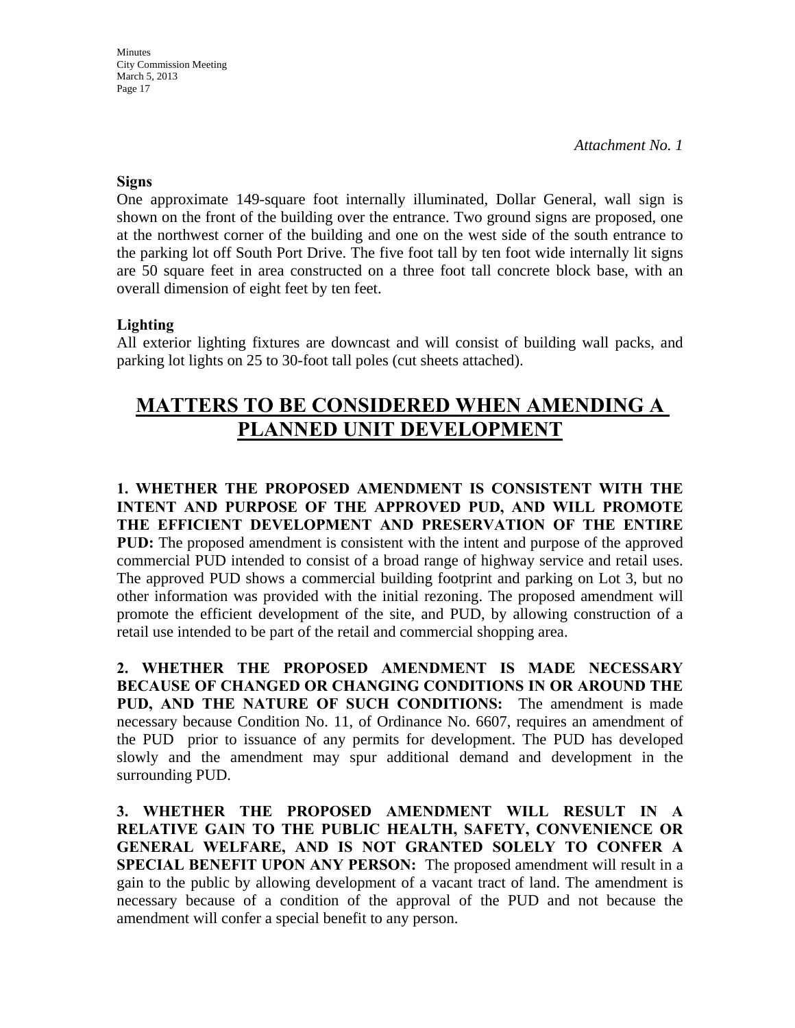*Attachment No. 1*

**Signs**

One approximate 149-square foot internally illuminated, Dollar General, wall sign is shown on the front of the building over the entrance. Two ground signs are proposed, one at the northwest corner of the building and one on the west side of the south entrance to the parking lot off South Port Drive. The five foot tall by ten foot wide internally lit signs are 50 square feet in area constructed on a three foot tall concrete block base, with an overall dimension of eight feet by ten feet.

**Lighting**

All exterior lighting fixtures are downcast and will consist of building wall packs, and parking lot lights on 25 to 30-foot tall poles (cut sheets attached).

# MATTERS TO BE CONSIDERED WHEN AMENDING A PLANNED UNIT DEVELOPMENT

**1. WHETHER THE PROPOSED AMENDMENT IS CONSISTENT WITH THE INTENT AND PURPOSE OF THE APPROVED PUD, AND WILL PROMOTE THE EFFICIENT DEVELOPMENT AND PRESERVATION OF THE ENTIRE PUD:** The proposed amendment is consistent with the intent and purpose of the approved commercial PUD intended to consist of a broad range of highway service and retail uses. The approved PUD shows a commercial building footprint and parking on Lot 3, but no other information was provided with the initial rezoning. The proposed amendment will promote the efficient development of the site, and PUD, by allowing construction of a retail use intended to be part of the retail and commercial shopping area.

**2. WHETHER THE PROPOSED AMENDMENT IS MADE NECESSARY BECAUSE OF CHANGED OR CHANGING CONDITIONS IN OR AROUND THE PUD, AND THE NATURE OF SUCH CONDITIONS:** The amendment is made necessary because Condition No. 11, of Ordinance No. 6607, requires an amendment of the PUD prior to issuance of any permits for development. The PUD has developed slowly and the amendment may spur additional demand and development in the surrounding PUD.

**3. WHETHER THE PROPOSED AMENDMENT WILL RESULT IN A RELATIVE GAIN TO THE PUBLIC HEALTH, SAFETY, CONVENIENCE OR GENERAL WELFARE, AND IS NOT GRANTED SOLELY TO CONFER A SPECIAL BENEFIT UPON ANY PERSON:** The proposed amendment will result in a gain to the public by allowing development of a vacant tract of land. The amendment is necessary because of a condition of the approval of the PUD and not because the amendment will confer a special benefit to any person.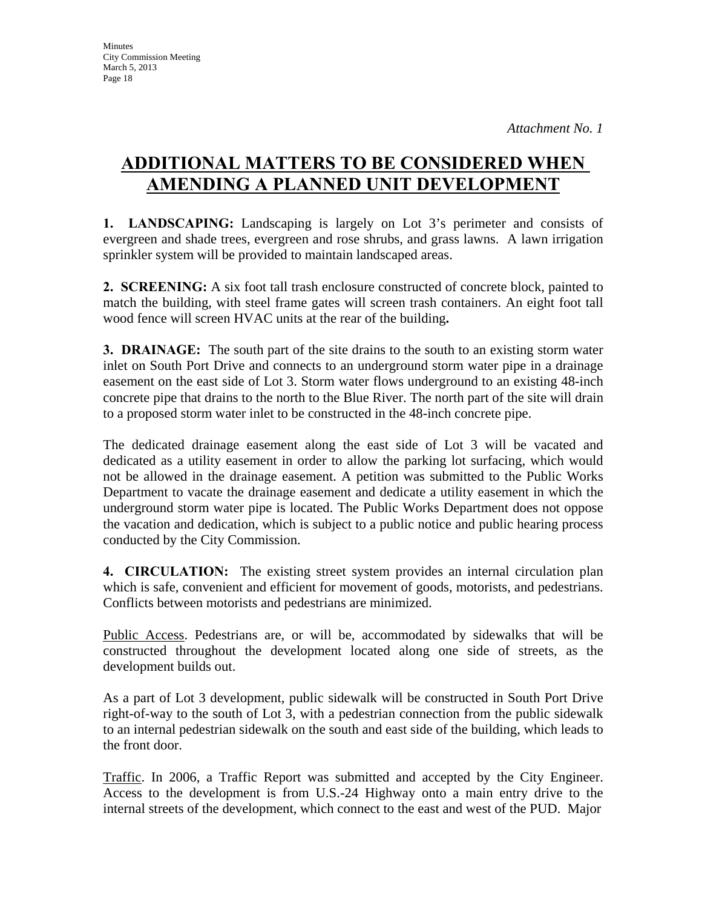*Attachment No. 1*

# ADDITIONAL MATTERS TO BE CONSIDERED WHEN AMENDING A PLANNED UNIT DEVELOPMENT

**1. LANDSCAPING:** Landscaping is largely on Lot 3's perimeter and consists of evergreen and shade trees, evergreen and rose shrubs, and grass lawns. A lawn irrigation sprinkler system will be provided to maintain landscaped areas.

**2. SCREENING:** A six foot tall trash enclosure constructed of concrete block, painted to match the building, with steel frame gates will screen trash containers. An eight foot tall wood fence will screen HVAC units at the rear of the building**.**

**3. DRAINAGE:** The south part of the site drains to the south to an existing storm water inlet on South Port Drive and connects to an underground storm water pipe in a drainage easement on the east side of Lot 3. Storm water flows underground to an existing 48-inch concrete pipe that drains to the north to the Blue River. The north part of the site will drain to a proposed storm water inlet to be constructed in the 48-inch concrete pipe.

The dedicated drainage easement along the east side of Lot 3 will be vacated and dedicated as a utility easement in order to allow the parking lot surfacing, which would not be allowed in the drainage easement. A petition was submitted to the Public Works Department to vacate the drainage easement and dedicate a utility easement in which the underground storm water pipe is located. The Public Works Department does not oppose the vacation and dedication, which is subject to a public notice and public hearing process conducted by the City Commission.

**4. CIRCULATION:** The existing street system provides an internal circulation plan which is safe, convenient and efficient for movement of goods, motorists, and pedestrians. Conflicts between motorists and pedestrians are minimized.

<u>Public Access</u>. Pedestrians are, or will be, accommodated by sidewalks that will be constructed throughout the development located along one side of streets, as the development builds out.

As a part of Lot 3 development, public sidewalk will be constructed in South Port Drive right-of-way to the south of Lot 3, with a pedestrian connection from the public sidewalk to an internal pedestrian sidewalk on the south and east side of the building, which leads to the front door.

<u>Traffic</u>. In 2006, a Traffic Report was submitted and accepted by the City Engineer. Access to the development is from U.S.-24 Highway onto a main entry drive to the internal streets of the development, which connect to the east and west of the PUD. Major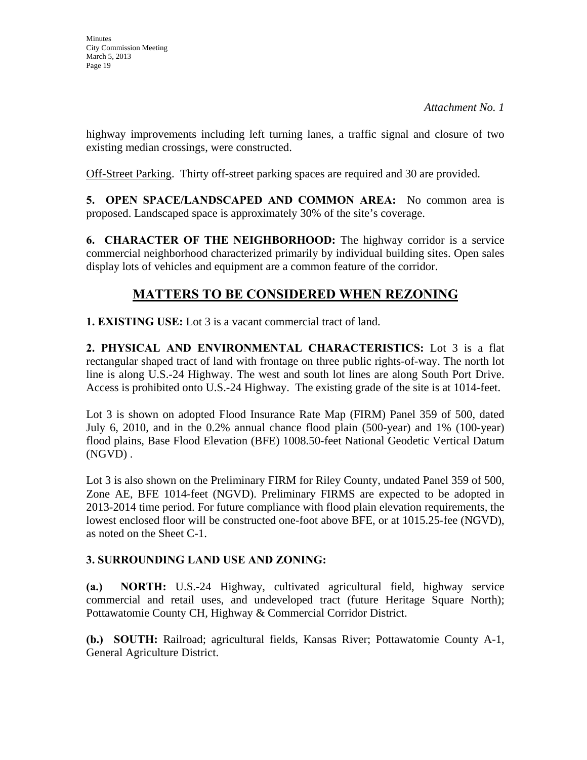*Attachment No. 1*

highway improvements including left turning lanes, a traffic signal and closure of two existing median crossings, were constructed.

Off-Street Parking. Thirty off-street parking spaces are required and 30 are provided.

**5. OPEN SPACE/LANDSCAPED AND COMMON AREA:** No common area is proposed. Landscaped space is approximately 30% of the site's coverage.

**6. CHARACTER OF THE NEIGHBORHOOD:** The highway corridor is a service commercial neighborhood characterized primarily by individual building sites. Open sales display lots of vehicles and equipment are a common feature of the corridor.

## MATTERS TO BE CONSIDERED WHEN REZONING

**1. EXISTING USE:** Lot 3 is a vacant commercial tract of land.

**2. PHYSICAL AND ENVIRONMENTAL CHARACTERISTICS:** Lot 3 is a flat rectangular shaped tract of land with frontage on three public rights-of-way. The north lot line is along U.S.-24 Highway. The west and south lot lines are along South Port Drive. Access is prohibited onto U.S.-24 Highway. The existing grade of the site is at 1014-feet.

Lot 3 is shown on adopted Flood Insurance Rate Map (FIRM) Panel 359 of 500, dated July 6, 2010, and in the 0.2% annual chance flood plain (500-year) and 1% (100-year) flood plains, Base Flood Elevation (BFE) 1008.50-feet National Geodetic Vertical Datum (NGVD) .

Lot 3 is also shown on the Preliminary FIRM for Riley County, undated Panel 359 of 500, Zone AE, BFE 1014-feet (NGVD). Preliminary FIRMS are expected to be adopted in 2013-2014 time period. For future compliance with flood plain elevation requirements, the lowest enclosed floor will be constructed one-foot above BFE, or at 1015.25-fee (NGVD), as noted on the Sheet C-1.

**3. SURROUNDING LAND USE AND ZONING:**

**(a.) NORTH:** U.S.-24 Highway, cultivated agricultural field, highway service commercial and retail uses, and undeveloped tract (future Heritage Square North); Pottawatomie County CH, Highway & Commercial Corridor District.

**(b.) SOUTH:** Railroad; agricultural fields, Kansas River; Pottawatomie County A-1, General Agriculture District.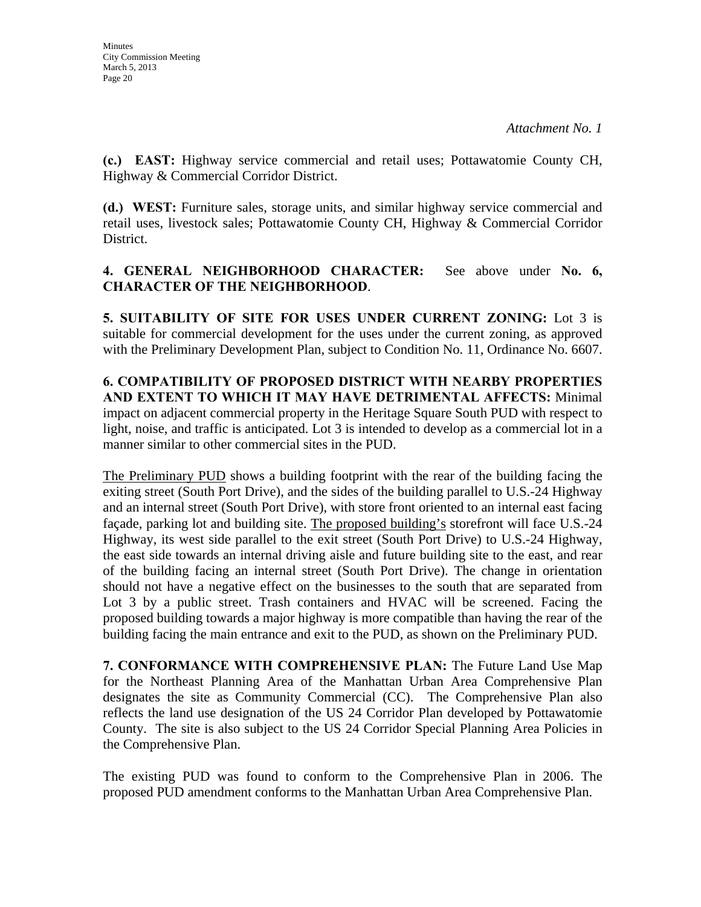*Attachment No. 1*

**(c.) EAST:** Highway service commercial and retail uses; Pottawatomie County CH, Highway & Commercial Corridor District.

**(d.) WEST:** Furniture sales, storage units, and similar highway service commercial and retail uses, livestock sales; Pottawatomie County CH, Highway & Commercial Corridor District.

**4. GENERAL NEIGHBORHOOD CHARACTER:** See above under **No. 6, CHARACTER OF THE NEIGHBORHOOD**.

**5. SUITABILITY OF SITE FOR USES UNDER CURRENT ZONING:** Lot 3 is suitable for commercial development for the uses under the current zoning, as approved with the Preliminary Development Plan, subject to Condition No. 11, Ordinance No. 6607.

**6. COMPATIBILITY OF PROPOSED DISTRICT WITH NEARBY PROPERTIES AND EXTENT TO WHICH IT MAY HAVE DETRIMENTAL AFFECTS:** Minimal impact on adjacent commercial property in the Heritage Square South PUD with respect to light, noise, and traffic is anticipated. Lot 3 is intended to develop as a commercial lot in a manner similar to other commercial sites in the PUD.

<u>The Preliminary PUD</u> shows a building footprint with the rear of the building facing the exiting street (South Port Drive), and the sides of the building parallel to U.S.-24 Highway and an internal street (South Port Drive), with store front oriented to an internal east facing façade, parking lot and building site. <u>The proposed building's</u> storefront will face U.S.-24 Highway, its west side parallel to the exit street (South Port Drive) to U.S.-24 Highway, the east side towards an internal driving aisle and future building site to the east, and rear of the building facing an internal street (South Port Drive). The change in orientation should not have a negative effect on the businesses to the south that are separated from Lot 3 by a public street. Trash containers and HVAC will be screened. Facing the proposed building towards a major highway is more compatible than having the rear of the building facing the main entrance and exit to the PUD, as shown on the Preliminary PUD.

**7. CONFORMANCE WITH COMPREHENSIVE PLAN:** The Future Land Use Map for the Northeast Planning Area of the Manhattan Urban Area Comprehensive Plan designates the site as Community Commercial (CC). The Comprehensive Plan also reflects the land use designation of the US 24 Corridor Plan developed by Pottawatomie County. The site is also subject to the US 24 Corridor Special Planning Area Policies in the Comprehensive Plan.

The existing PUD was found to conform to the Comprehensive Plan in 2006. The proposed PUD amendment conforms to the Manhattan Urban Area Comprehensive Plan.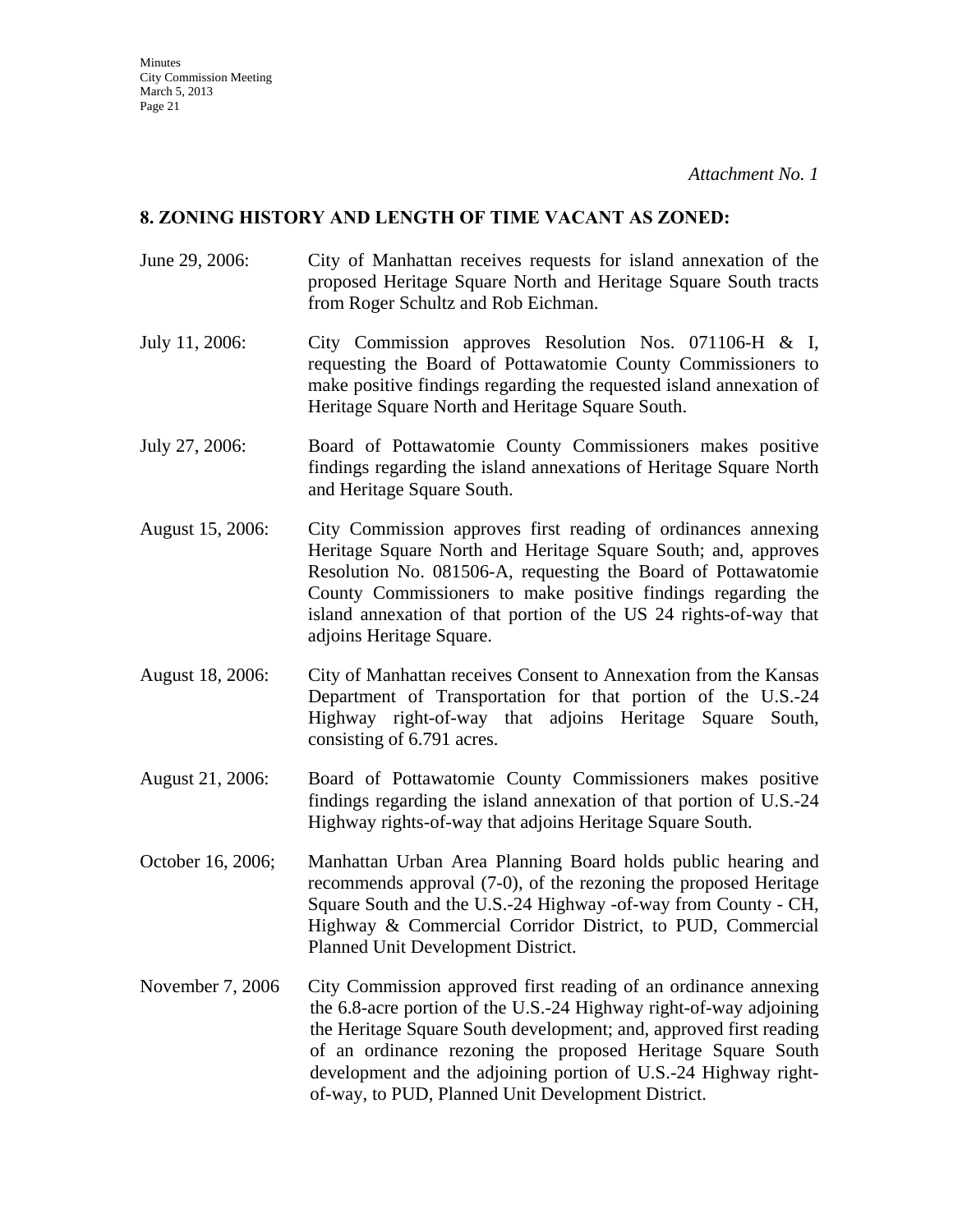*Attachment No. 1*

## 8. ZONING HISTORY AND LENGTH OF TIME VACANT AS ZONED:

June 29, 2006: City of Manhattan receives requests for island annexation of the proposed Heritage Square North and Heritage Square South tracts from Roger Schultz and Rob Eichman.

July 11, 2006: City Commission approves Resolution Nos. 071106-H & I, requesting the Board of Pottawatomie County Commissioners to make positive findings regarding the requested island annexation of Heritage Square North and Heritage Square South.

July 27, 2006: Board of Pottawatomie County Commissioners makes positive findings regarding the island annexations of Heritage Square North and Heritage Square South.

August 15, 2006: City Commission approves first reading of ordinances annexing Heritage Square North and Heritage Square South; and, approves Resolution No. 081506-A, requesting the Board of Pottawatomie County Commissioners to make positive findings regarding the island annexation of that portion of the US 24 rights-of-way that adjoins Heritage Square.

August 18, 2006: City of Manhattan receives Consent to Annexation from the Kansas Department of Transportation for that portion of the U.S.-24 Highway right-of-way that adjoins Heritage Square South, consisting of 6.791 acres.

August 21, 2006: Board of Pottawatomie County Commissioners makes positive findings regarding the island annexation of that portion of U.S.-24 Highway rights-of-way that adjoins Heritage Square South.

October 16, 2006; Manhattan Urban Area Planning Board holds public hearing and recommends approval (7-0), of the rezoning the proposed Heritage Square South and the U.S.-24 Highway -of-way from County - CH, Highway & Commercial Corridor District, to PUD, Commercial Planned Unit Development District.

November 7, 2006 City Commission approved first reading of an ordinance annexing the 6.8-acre portion of the U.S.-24 Highway right-of-way adjoining the Heritage Square South development; and, approved first reading of an ordinance rezoning the proposed Heritage Square South development and the adjoining portion of U.S.-24 Highway right-of-way, to PUD, Planned Unit Development District.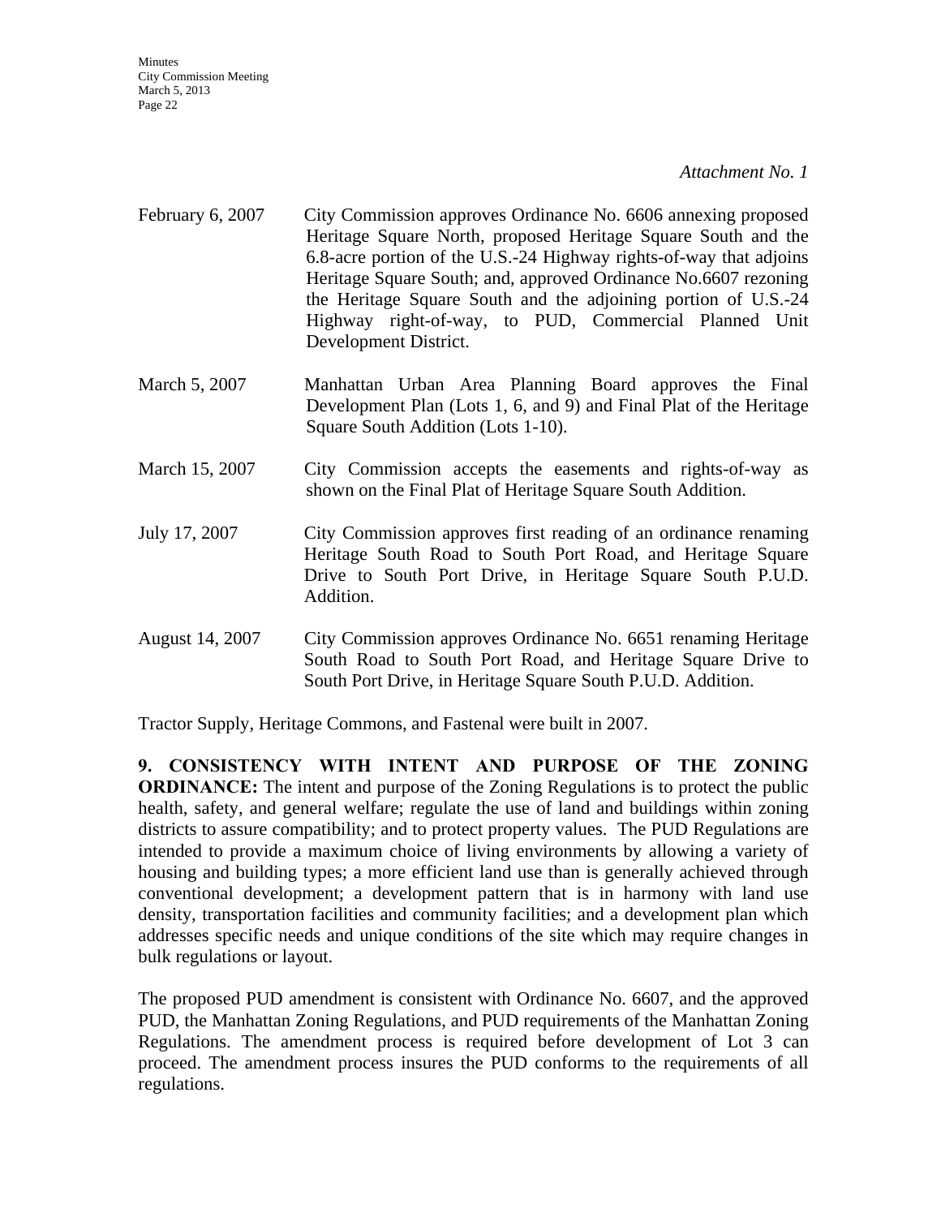*Attachment No. 1*

| | |
|---|---|
| February 6, 2007 | City Commission approves Ordinance No. 6606 annexing proposed Heritage Square North, proposed Heritage Square South and the 6.8-acre portion of the U.S.-24 Highway rights-of-way that adjoins Heritage Square South; and, approved Ordinance No.6607 rezoning the Heritage Square South and the adjoining portion of U.S.-24 Highway right-of-way, to PUD, Commercial Planned Unit Development District. |
| March 5, 2007 | Manhattan Urban Area Planning Board approves the Final Development Plan (Lots 1, 6, and 9) and Final Plat of the Heritage Square South Addition (Lots 1-10). |
| March 15, 2007 | City Commission accepts the easements and rights-of-way as shown on the Final Plat of Heritage Square South Addition. |
| July 17, 2007 | City Commission approves first reading of an ordinance renaming Heritage South Road to South Port Road, and Heritage Square Drive to South Port Drive, in Heritage Square South P.U.D. Addition. |
| August 14, 2007 | City Commission approves Ordinance No. 6651 renaming Heritage South Road to South Port Road, and Heritage Square Drive to South Port Drive, in Heritage Square South P.U.D. Addition. |

Tractor Supply, Heritage Commons, and Fastenal were built in 2007.

**9. CONSISTENCY WITH INTENT AND PURPOSE OF THE ZONING ORDINANCE:** The intent and purpose of the Zoning Regulations is to protect the public health, safety, and general welfare; regulate the use of land and buildings within zoning districts to assure compatibility; and to protect property values. The PUD Regulations are intended to provide a maximum choice of living environments by allowing a variety of housing and building types; a more efficient land use than is generally achieved through conventional development; a development pattern that is in harmony with land use density, transportation facilities and community facilities; and a development plan which addresses specific needs and unique conditions of the site which may require changes in bulk regulations or layout.

The proposed PUD amendment is consistent with Ordinance No. 6607, and the approved PUD, the Manhattan Zoning Regulations, and PUD requirements of the Manhattan Zoning Regulations. The amendment process is required before development of Lot 3 can proceed. The amendment process insures the PUD conforms to the requirements of all regulations.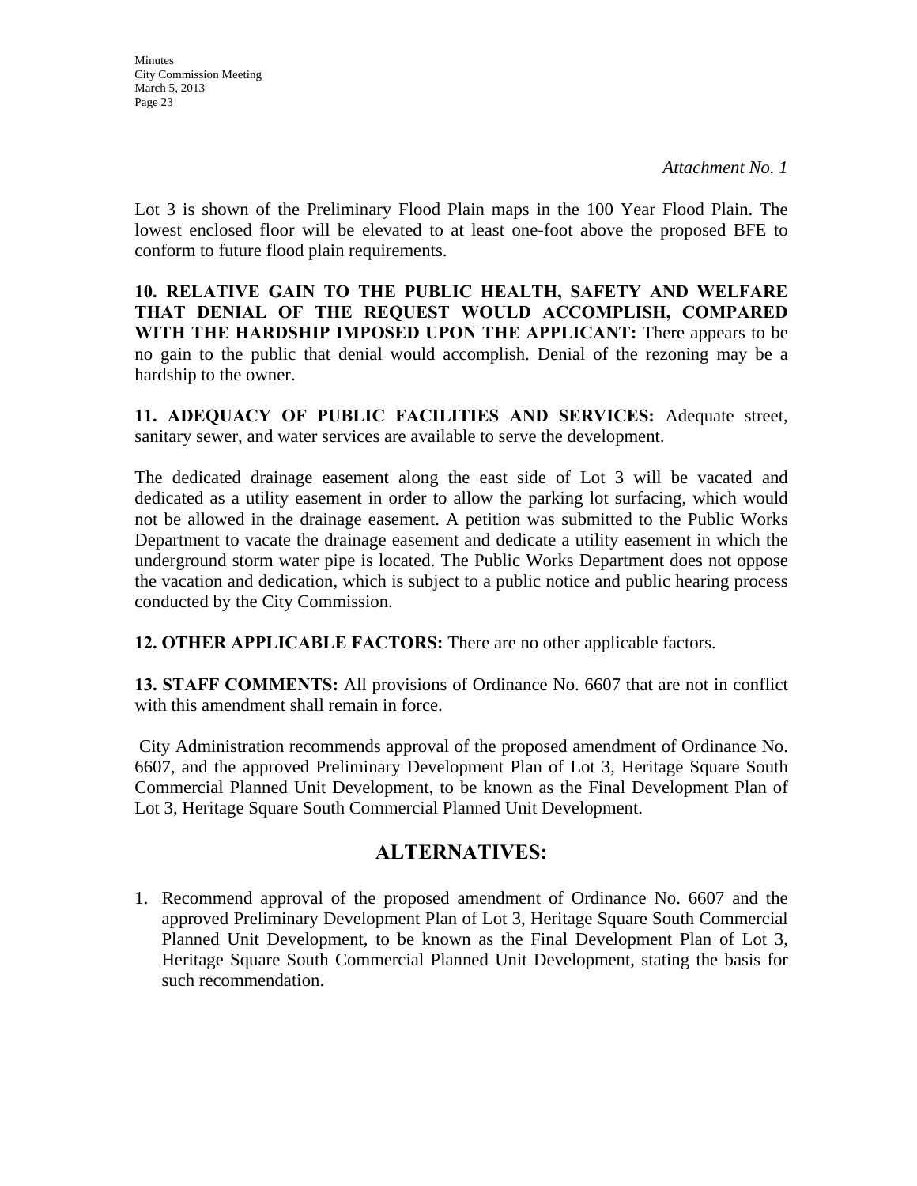*Attachment No. 1*

Lot 3 is shown of the Preliminary Flood Plain maps in the 100 Year Flood Plain. The lowest enclosed floor will be elevated to at least one-foot above the proposed BFE to conform to future flood plain requirements.

**10. RELATIVE GAIN TO THE PUBLIC HEALTH, SAFETY AND WELFARE THAT DENIAL OF THE REQUEST WOULD ACCOMPLISH, COMPARED WITH THE HARDSHIP IMPOSED UPON THE APPLICANT:** There appears to be no gain to the public that denial would accomplish. Denial of the rezoning may be a hardship to the owner.

**11. ADEQUACY OF PUBLIC FACILITIES AND SERVICES:** Adequate street, sanitary sewer, and water services are available to serve the development.

The dedicated drainage easement along the east side of Lot 3 will be vacated and dedicated as a utility easement in order to allow the parking lot surfacing, which would not be allowed in the drainage easement. A petition was submitted to the Public Works Department to vacate the drainage easement and dedicate a utility easement in which the underground storm water pipe is located. The Public Works Department does not oppose the vacation and dedication, which is subject to a public notice and public hearing process conducted by the City Commission.

**12. OTHER APPLICABLE FACTORS:** There are no other applicable factors.

**13. STAFF COMMENTS:** All provisions of Ordinance No. 6607 that are not in conflict with this amendment shall remain in force.

City Administration recommends approval of the proposed amendment of Ordinance No. 6607, and the approved Preliminary Development Plan of Lot 3, Heritage Square South Commercial Planned Unit Development, to be known as the Final Development Plan of Lot 3, Heritage Square South Commercial Planned Unit Development.

## ALTERNATIVES:

1. Recommend approval of the proposed amendment of Ordinance No. 6607 and the approved Preliminary Development Plan of Lot 3, Heritage Square South Commercial Planned Unit Development, to be known as the Final Development Plan of Lot 3, Heritage Square South Commercial Planned Unit Development, stating the basis for such recommendation.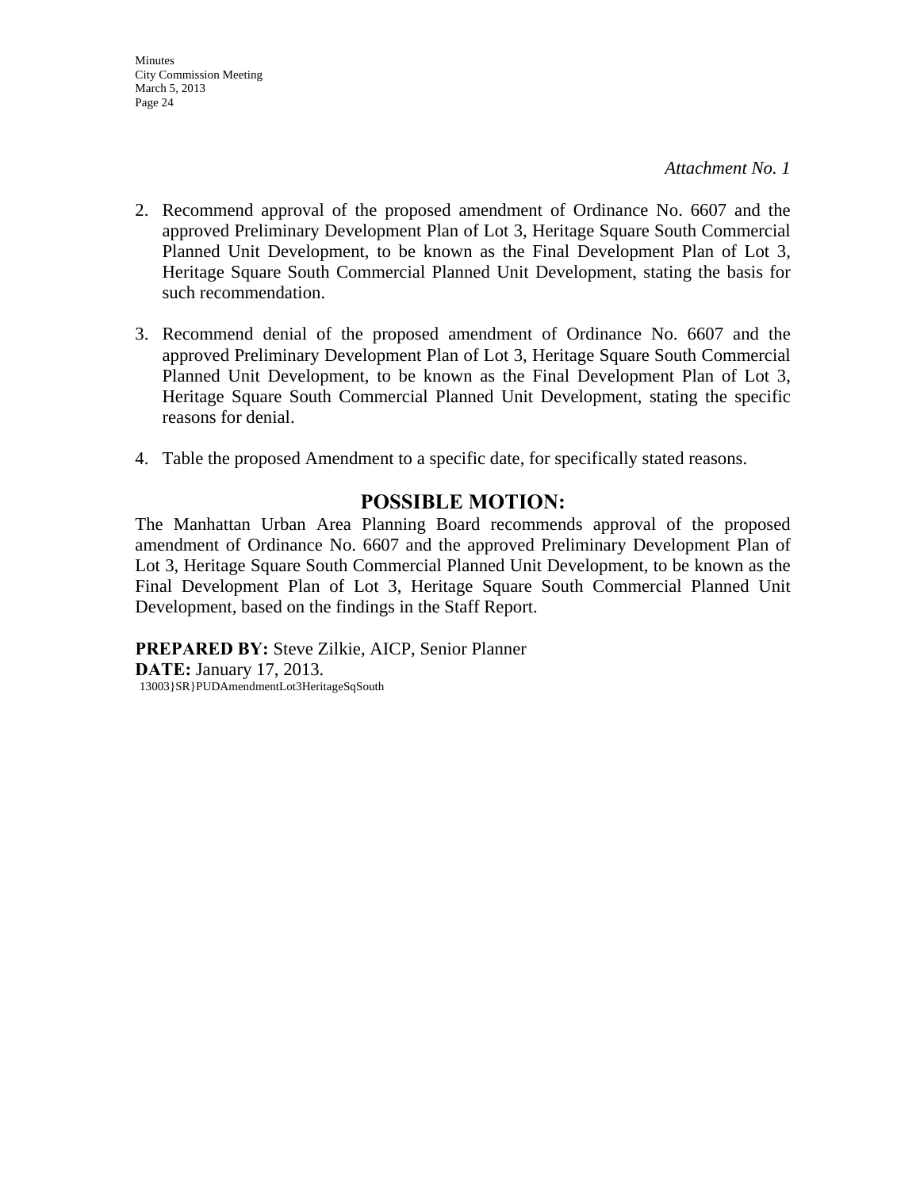*Attachment No. 1*

2. Recommend approval of the proposed amendment of Ordinance No. 6607 and the approved Preliminary Development Plan of Lot 3, Heritage Square South Commercial Planned Unit Development, to be known as the Final Development Plan of Lot 3, Heritage Square South Commercial Planned Unit Development, stating the basis for such recommendation.

3. Recommend denial of the proposed amendment of Ordinance No. 6607 and the approved Preliminary Development Plan of Lot 3, Heritage Square South Commercial Planned Unit Development, to be known as the Final Development Plan of Lot 3, Heritage Square South Commercial Planned Unit Development, stating the specific reasons for denial.

4. Table the proposed Amendment to a specific date, for specifically stated reasons.

## POSSIBLE MOTION:

The Manhattan Urban Area Planning Board recommends approval of the proposed amendment of Ordinance No. 6607 and the approved Preliminary Development Plan of Lot 3, Heritage Square South Commercial Planned Unit Development, to be known as the Final Development Plan of Lot 3, Heritage Square South Commercial Planned Unit Development, based on the findings in the Staff Report.

**PREPARED BY:** Steve Zilkie, AICP, Senior Planner
**DATE:** January 17, 2013.
13003}SR}PUDAmendmentLot3HeritageSqSouth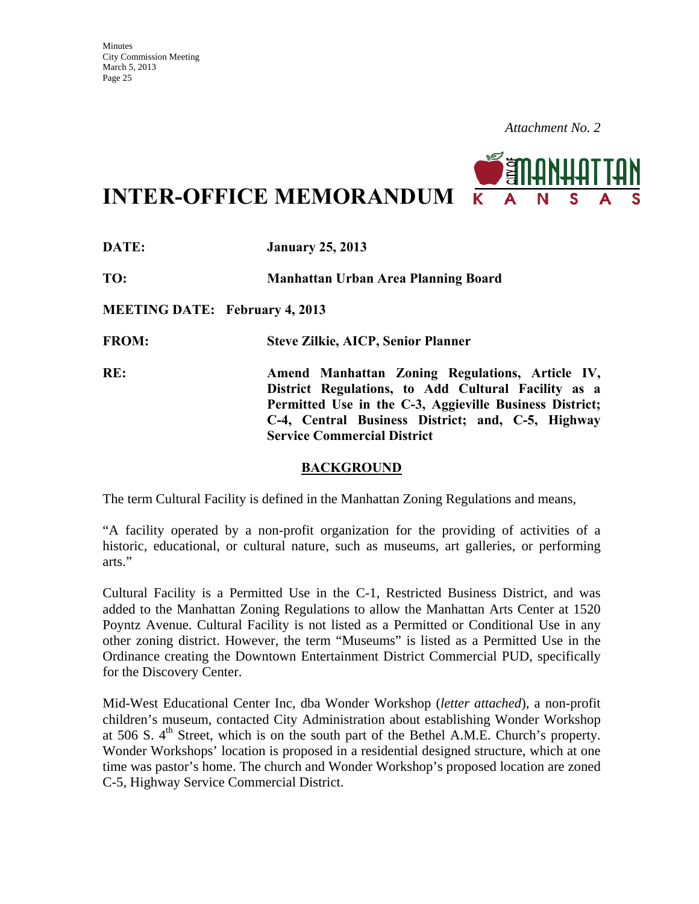*Attachment No. 2*

# INTER-OFFICE MEMORANDUM

**DATE:** **January 25, 2013**

**TO:** **Manhattan Urban Area Planning Board**

**MEETING DATE: February 4, 2013**

**FROM:** **Steve Zilkie, AICP, Senior Planner**

**RE:** **Amend Manhattan Zoning Regulations, Article IV, District Regulations, to Add Cultural Facility as a Permitted Use in the C-3, Aggieville Business District; C-4, Central Business District; and, C-5, Highway Service Commercial District**

## BACKGROUND

The term Cultural Facility is defined in the Manhattan Zoning Regulations and means,

"A facility operated by a non-profit organization for the providing of activities of a historic, educational, or cultural nature, such as museums, art galleries, or performing arts."

Cultural Facility is a Permitted Use in the C-1, Restricted Business District, and was added to the Manhattan Zoning Regulations to allow the Manhattan Arts Center at 1520 Poyntz Avenue. Cultural Facility is not listed as a Permitted or Conditional Use in any other zoning district. However, the term "Museums" is listed as a Permitted Use in the Ordinance creating the Downtown Entertainment District Commercial PUD, specifically for the Discovery Center.

Mid-West Educational Center Inc, dba Wonder Workshop (*letter attached*), a non-profit children's museum, contacted City Administration about establishing Wonder Workshop at 506 S. 4th Street, which is on the south part of the Bethel A.M.E. Church's property. Wonder Workshops' location is proposed in a residential designed structure, which at one time was pastor's home. The church and Wonder Workshop's proposed location are zoned C-5, Highway Service Commercial District.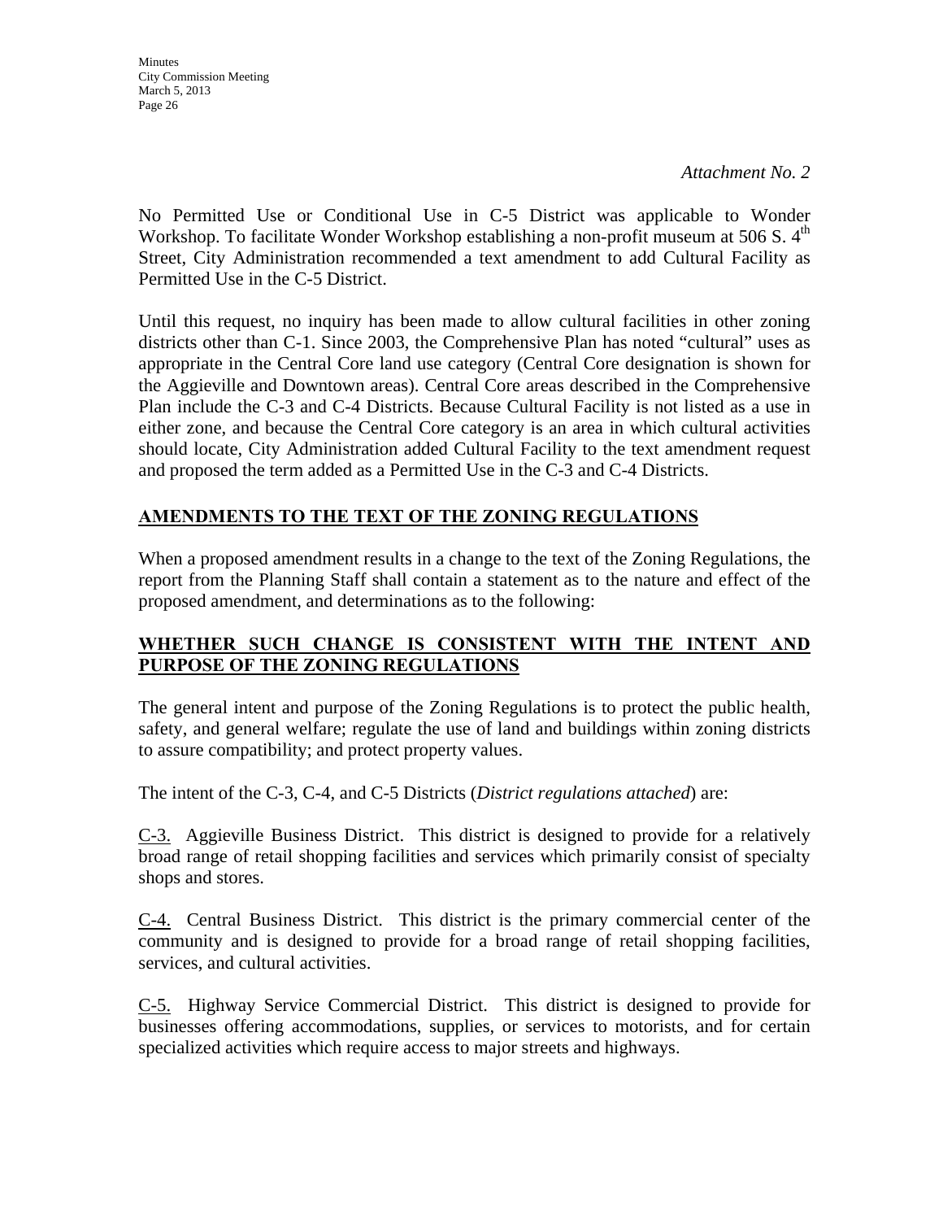*Attachment No. 2*

No Permitted Use or Conditional Use in C-5 District was applicable to Wonder Workshop. To facilitate Wonder Workshop establishing a non-profit museum at 506 S. 4th Street, City Administration recommended a text amendment to add Cultural Facility as Permitted Use in the C-5 District.

Until this request, no inquiry has been made to allow cultural facilities in other zoning districts other than C-1. Since 2003, the Comprehensive Plan has noted "cultural" uses as appropriate in the Central Core land use category (Central Core designation is shown for the Aggieville and Downtown areas). Central Core areas described in the Comprehensive Plan include the C-3 and C-4 Districts. Because Cultural Facility is not listed as a use in either zone, and because the Central Core category is an area in which cultural activities should locate, City Administration added Cultural Facility to the text amendment request and proposed the term added as a Permitted Use in the C-3 and C-4 Districts.

## AMENDMENTS TO THE TEXT OF THE ZONING REGULATIONS

When a proposed amendment results in a change to the text of the Zoning Regulations, the report from the Planning Staff shall contain a statement as to the nature and effect of the proposed amendment, and determinations as to the following:

## WHETHER SUCH CHANGE IS CONSISTENT WITH THE INTENT AND PURPOSE OF THE ZONING REGULATIONS

The general intent and purpose of the Zoning Regulations is to protect the public health, safety, and general welfare; regulate the use of land and buildings within zoning districts to assure compatibility; and protect property values.

The intent of the C-3, C-4, and C-5 Districts (*District regulations attached*) are:

C-3. Aggieville Business District. This district is designed to provide for a relatively broad range of retail shopping facilities and services which primarily consist of specialty shops and stores.

C-4. Central Business District. This district is the primary commercial center of the community and is designed to provide for a broad range of retail shopping facilities, services, and cultural activities.

C-5. Highway Service Commercial District. This district is designed to provide for businesses offering accommodations, supplies, or services to motorists, and for certain specialized activities which require access to major streets and highways.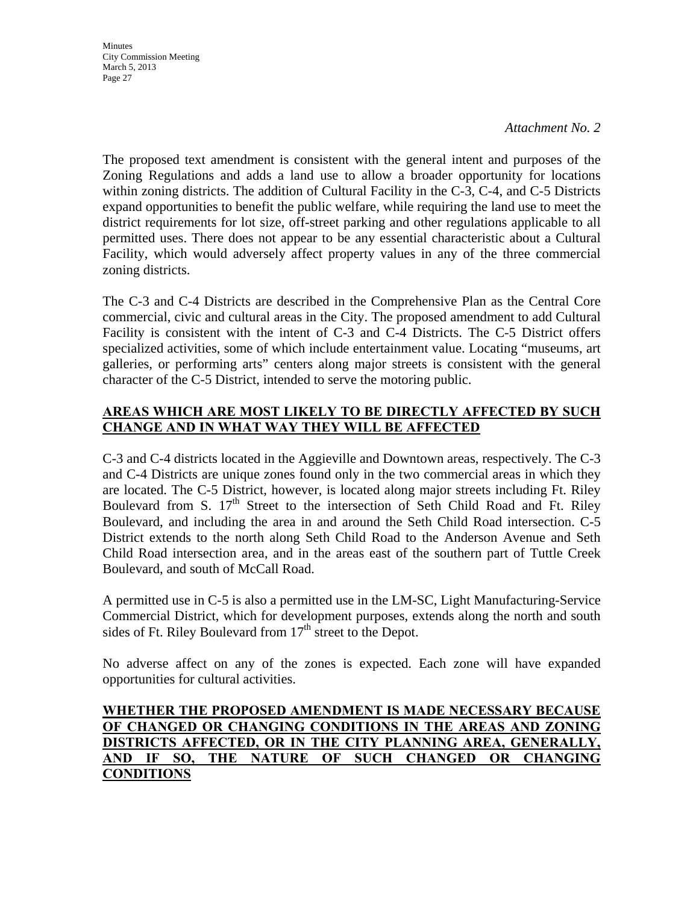*Attachment No. 2*

The proposed text amendment is consistent with the general intent and purposes of the Zoning Regulations and adds a land use to allow a broader opportunity for locations within zoning districts. The addition of Cultural Facility in the C-3, C-4, and C-5 Districts expand opportunities to benefit the public welfare, while requiring the land use to meet the district requirements for lot size, off-street parking and other regulations applicable to all permitted uses. There does not appear to be any essential characteristic about a Cultural Facility, which would adversely affect property values in any of the three commercial zoning districts.

The C-3 and C-4 Districts are described in the Comprehensive Plan as the Central Core commercial, civic and cultural areas in the City. The proposed amendment to add Cultural Facility is consistent with the intent of C-3 and C-4 Districts. The C-5 District offers specialized activities, some of which include entertainment value. Locating "museums, art galleries, or performing arts" centers along major streets is consistent with the general character of the C-5 District, intended to serve the motoring public.

**AREAS WHICH ARE MOST LIKELY TO BE DIRECTLY AFFECTED BY SUCH CHANGE AND IN WHAT WAY THEY WILL BE AFFECTED**

C-3 and C-4 districts located in the Aggieville and Downtown areas, respectively. The C-3 and C-4 Districts are unique zones found only in the two commercial areas in which they are located. The C-5 District, however, is located along major streets including Ft. Riley Boulevard from S. 17th Street to the intersection of Seth Child Road and Ft. Riley Boulevard, and including the area in and around the Seth Child Road intersection. C-5 District extends to the north along Seth Child Road to the Anderson Avenue and Seth Child Road intersection area, and in the areas east of the southern part of Tuttle Creek Boulevard, and south of McCall Road.

A permitted use in C-5 is also a permitted use in the LM-SC, Light Manufacturing-Service Commercial District, which for development purposes, extends along the north and south sides of Ft. Riley Boulevard from 17th street to the Depot.

No adverse affect on any of the zones is expected. Each zone will have expanded opportunities for cultural activities.

**WHETHER THE PROPOSED AMENDMENT IS MADE NECESSARY BECAUSE OF CHANGED OR CHANGING CONDITIONS IN THE AREAS AND ZONING DISTRICTS AFFECTED, OR IN THE CITY PLANNING AREA, GENERALLY, AND IF SO, THE NATURE OF SUCH CHANGED OR CHANGING CONDITIONS**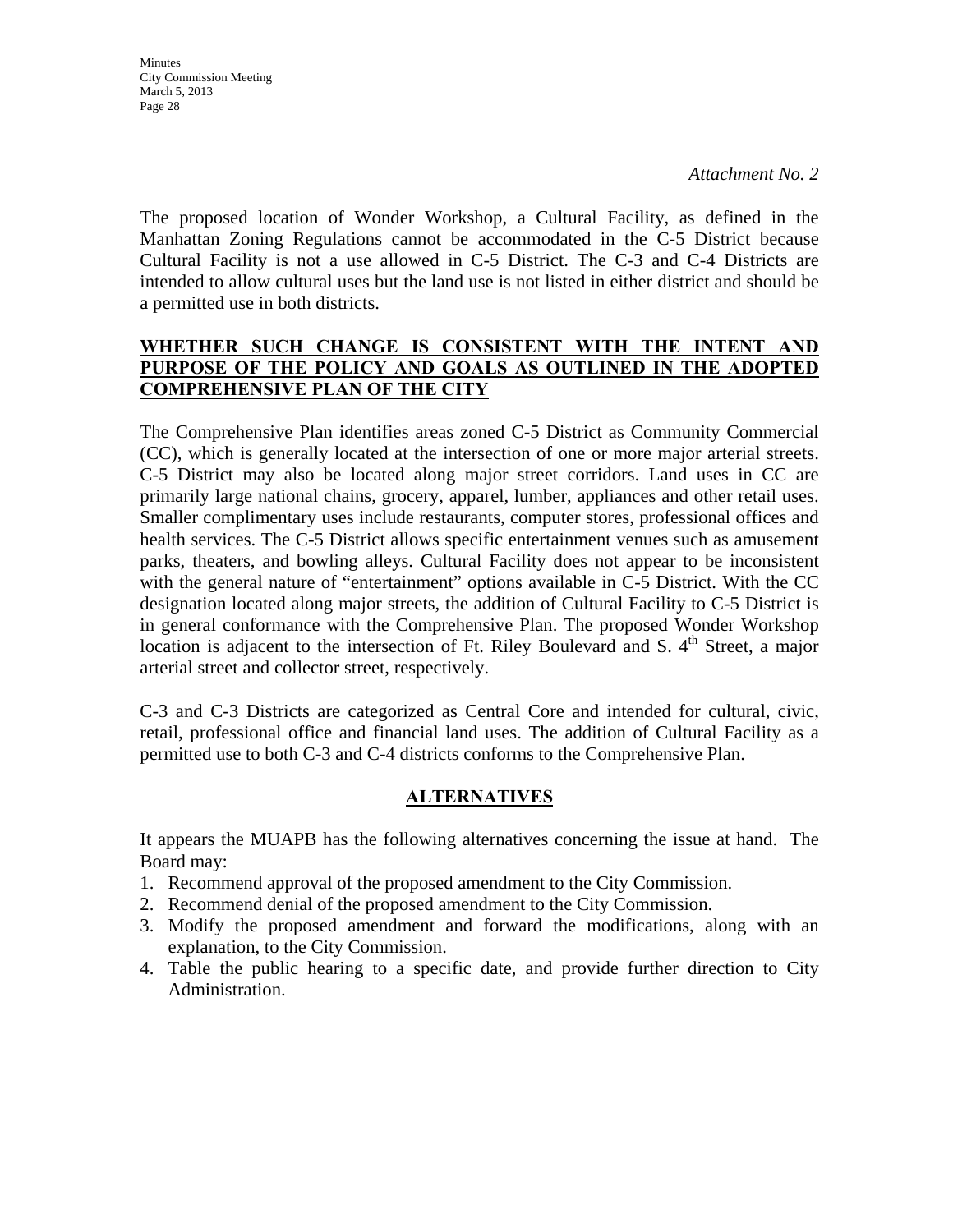*Attachment No. 2*

The proposed location of Wonder Workshop, a Cultural Facility, as defined in the Manhattan Zoning Regulations cannot be accommodated in the C-5 District because Cultural Facility is not a use allowed in C-5 District. The C-3 and C-4 Districts are intended to allow cultural uses but the land use is not listed in either district and should be a permitted use in both districts.

**WHETHER SUCH CHANGE IS CONSISTENT WITH THE INTENT AND PURPOSE OF THE POLICY AND GOALS AS OUTLINED IN THE ADOPTED COMPREHENSIVE PLAN OF THE CITY**

The Comprehensive Plan identifies areas zoned C-5 District as Community Commercial (CC), which is generally located at the intersection of one or more major arterial streets. C-5 District may also be located along major street corridors. Land uses in CC are primarily large national chains, grocery, apparel, lumber, appliances and other retail uses. Smaller complimentary uses include restaurants, computer stores, professional offices and health services. The C-5 District allows specific entertainment venues such as amusement parks, theaters, and bowling alleys. Cultural Facility does not appear to be inconsistent with the general nature of "entertainment" options available in C-5 District. With the CC designation located along major streets, the addition of Cultural Facility to C-5 District is in general conformance with the Comprehensive Plan. The proposed Wonder Workshop location is adjacent to the intersection of Ft. Riley Boulevard and S. 4th Street, a major arterial street and collector street, respectively.

C-3 and C-3 Districts are categorized as Central Core and intended for cultural, civic, retail, professional office and financial land uses. The addition of Cultural Facility as a permitted use to both C-3 and C-4 districts conforms to the Comprehensive Plan.

**ALTERNATIVES**

It appears the MUAPB has the following alternatives concerning the issue at hand. The Board may:

1. Recommend approval of the proposed amendment to the City Commission.
2. Recommend denial of the proposed amendment to the City Commission.
3. Modify the proposed amendment and forward the modifications, along with an explanation, to the City Commission.
4. Table the public hearing to a specific date, and provide further direction to City Administration.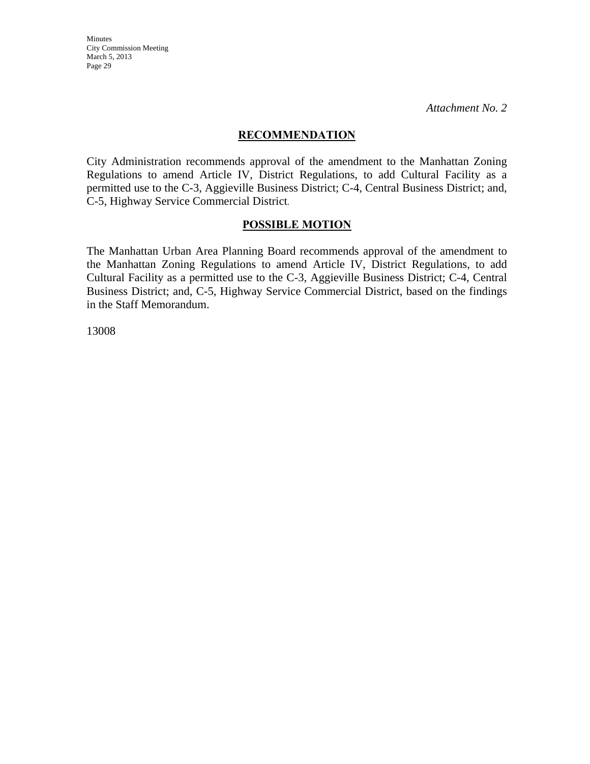*Attachment No. 2*

## RECOMMENDATION

City Administration recommends approval of the amendment to the Manhattan Zoning Regulations to amend Article IV, District Regulations, to add Cultural Facility as a permitted use to the C-3, Aggieville Business District; C-4, Central Business District; and, C-5, Highway Service Commercial District.

## POSSIBLE MOTION

The Manhattan Urban Area Planning Board recommends approval of the amendment to the Manhattan Zoning Regulations to amend Article IV, District Regulations, to add Cultural Facility as a permitted use to the C-3, Aggieville Business District; C-4, Central Business District; and, C-5, Highway Service Commercial District, based on the findings in the Staff Memorandum.

13008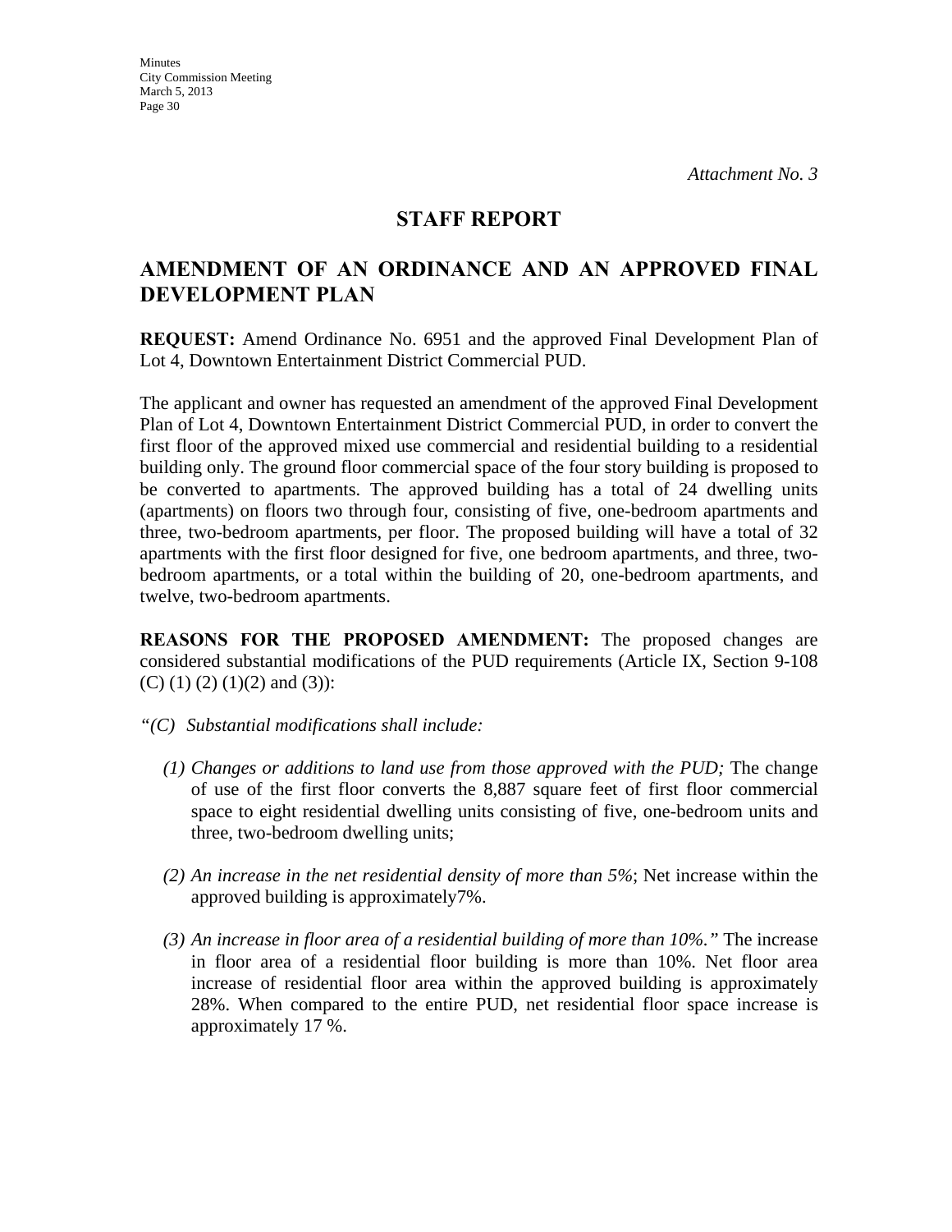*Attachment No. 3*

# STAFF REPORT

## AMENDMENT OF AN ORDINANCE AND AN APPROVED FINAL DEVELOPMENT PLAN

**REQUEST:** Amend Ordinance No. 6951 and the approved Final Development Plan of Lot 4, Downtown Entertainment District Commercial PUD.

The applicant and owner has requested an amendment of the approved Final Development Plan of Lot 4, Downtown Entertainment District Commercial PUD, in order to convert the first floor of the approved mixed use commercial and residential building to a residential building only. The ground floor commercial space of the four story building is proposed to be converted to apartments. The approved building has a total of 24 dwelling units (apartments) on floors two through four, consisting of five, one-bedroom apartments and three, two-bedroom apartments, per floor. The proposed building will have a total of 32 apartments with the first floor designed for five, one bedroom apartments, and three, two-bedroom apartments, or a total within the building of 20, one-bedroom apartments, and twelve, two-bedroom apartments.

**REASONS FOR THE PROPOSED AMENDMENT:** The proposed changes are considered substantial modifications of the PUD requirements (Article IX, Section 9-108 (C) (1) (2) (1)(2) and (3)):

*"(C) Substantial modifications shall include:*

(1) *Changes or additions to land use from those approved with the PUD;* The change of use of the first floor converts the 8,887 square feet of first floor commercial space to eight residential dwelling units consisting of five, one-bedroom units and three, two-bedroom dwelling units;

(2) *An increase in the net residential density of more than 5%*; Net increase within the approved building is approximately7%.

(3) *An increase in floor area of a residential building of more than 10%."* The increase in floor area of a residential floor building is more than 10%. Net floor area increase of residential floor area within the approved building is approximately 28%. When compared to the entire PUD, net residential floor space increase is approximately 17 %.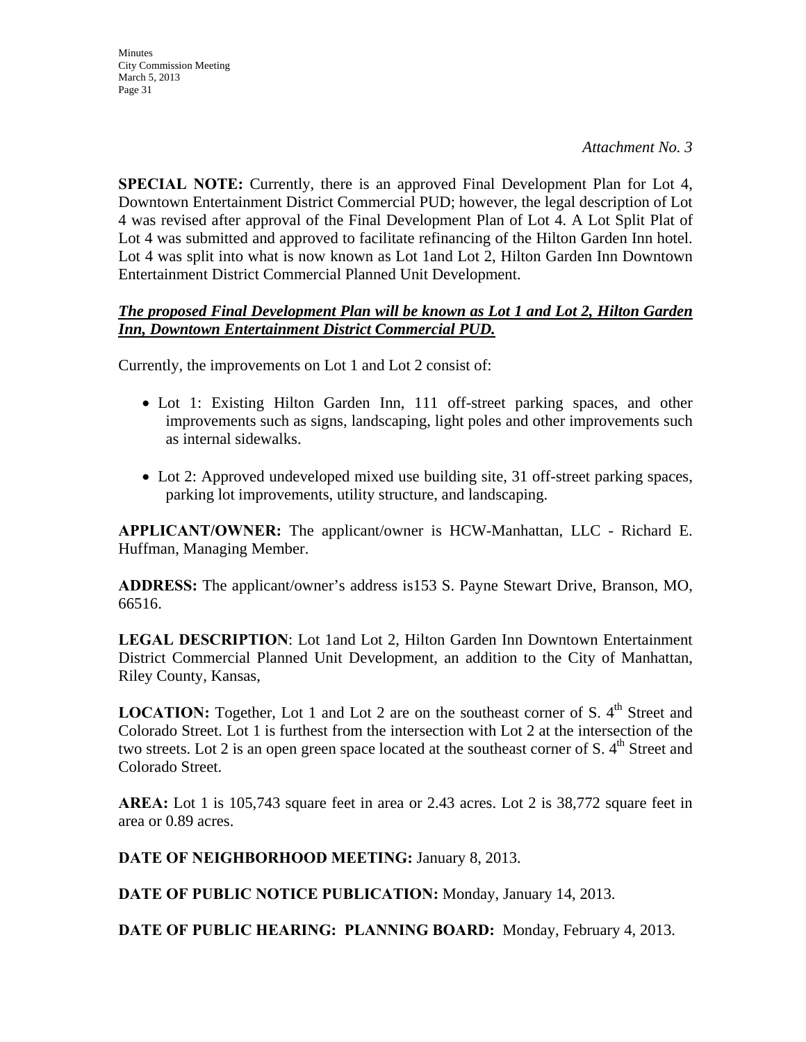*Attachment No. 3*

**SPECIAL NOTE:** Currently, there is an approved Final Development Plan for Lot 4, Downtown Entertainment District Commercial PUD; however, the legal description of Lot 4 was revised after approval of the Final Development Plan of Lot 4. A Lot Split Plat of Lot 4 was submitted and approved to facilitate refinancing of the Hilton Garden Inn hotel. Lot 4 was split into what is now known as Lot 1and Lot 2, Hilton Garden Inn Downtown Entertainment District Commercial Planned Unit Development.

***<u>The proposed Final Development Plan will be known as Lot 1 and Lot 2, Hilton Garden Inn, Downtown Entertainment District Commercial PUD.</u>***

Currently, the improvements on Lot 1 and Lot 2 consist of:

- Lot 1: Existing Hilton Garden Inn, 111 off-street parking spaces, and other improvements such as signs, landscaping, light poles and other improvements such as internal sidewalks.
- Lot 2: Approved undeveloped mixed use building site, 31 off-street parking spaces, parking lot improvements, utility structure, and landscaping.

**APPLICANT/OWNER:** The applicant/owner is HCW-Manhattan, LLC - Richard E. Huffman, Managing Member.

**ADDRESS:** The applicant/owner's address is153 S. Payne Stewart Drive, Branson, MO, 66516.

**LEGAL DESCRIPTION**: Lot 1and Lot 2, Hilton Garden Inn Downtown Entertainment District Commercial Planned Unit Development, an addition to the City of Manhattan, Riley County, Kansas,

**LOCATION:** Together, Lot 1 and Lot 2 are on the southeast corner of S. 4th Street and Colorado Street. Lot 1 is furthest from the intersection with Lot 2 at the intersection of the two streets. Lot 2 is an open green space located at the southeast corner of S. 4th Street and Colorado Street.

**AREA:** Lot 1 is 105,743 square feet in area or 2.43 acres. Lot 2 is 38,772 square feet in area or 0.89 acres.

**DATE OF NEIGHBORHOOD MEETING:** January 8, 2013.

**DATE OF PUBLIC NOTICE PUBLICATION:** Monday, January 14, 2013.

**DATE OF PUBLIC HEARING: PLANNING BOARD:** Monday, February 4, 2013.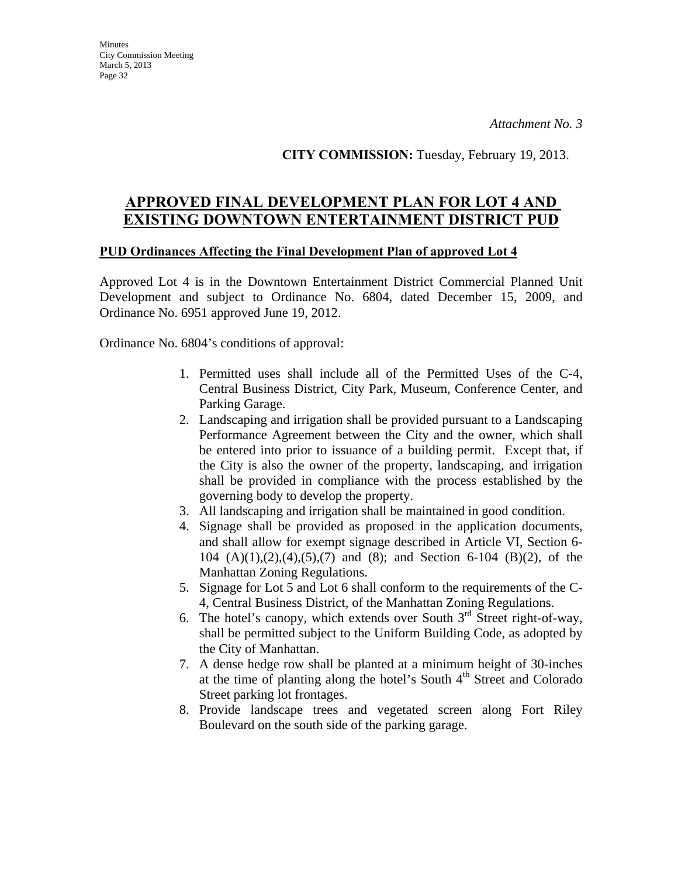*Attachment No. 3*

**CITY COMMISSION:** Tuesday, February 19, 2013.

## APPROVED FINAL DEVELOPMENT PLAN FOR LOT 4 AND EXISTING DOWNTOWN ENTERTAINMENT DISTRICT PUD

**PUD Ordinances Affecting the Final Development Plan of approved Lot 4**

Approved Lot 4 is in the Downtown Entertainment District Commercial Planned Unit Development and subject to Ordinance No. 6804, dated December 15, 2009, and Ordinance No. 6951 approved June 19, 2012.

Ordinance No. 6804's conditions of approval:

1. Permitted uses shall include all of the Permitted Uses of the C-4, Central Business District, City Park, Museum, Conference Center, and Parking Garage.
2. Landscaping and irrigation shall be provided pursuant to a Landscaping Performance Agreement between the City and the owner, which shall be entered into prior to issuance of a building permit. Except that, if the City is also the owner of the property, landscaping, and irrigation shall be provided in compliance with the process established by the governing body to develop the property.
3. All landscaping and irrigation shall be maintained in good condition.
4. Signage shall be provided as proposed in the application documents, and shall allow for exempt signage described in Article VI, Section 6-104 (A)(1),(2),(4),(5),(7) and (8); and Section 6-104 (B)(2), of the Manhattan Zoning Regulations.
5. Signage for Lot 5 and Lot 6 shall conform to the requirements of the C-4, Central Business District, of the Manhattan Zoning Regulations.
6. The hotel's canopy, which extends over South 3rd Street right-of-way, shall be permitted subject to the Uniform Building Code, as adopted by the City of Manhattan.
7. A dense hedge row shall be planted at a minimum height of 30-inches at the time of planting along the hotel's South 4th Street and Colorado Street parking lot frontages.
8. Provide landscape trees and vegetated screen along Fort Riley Boulevard on the south side of the parking garage.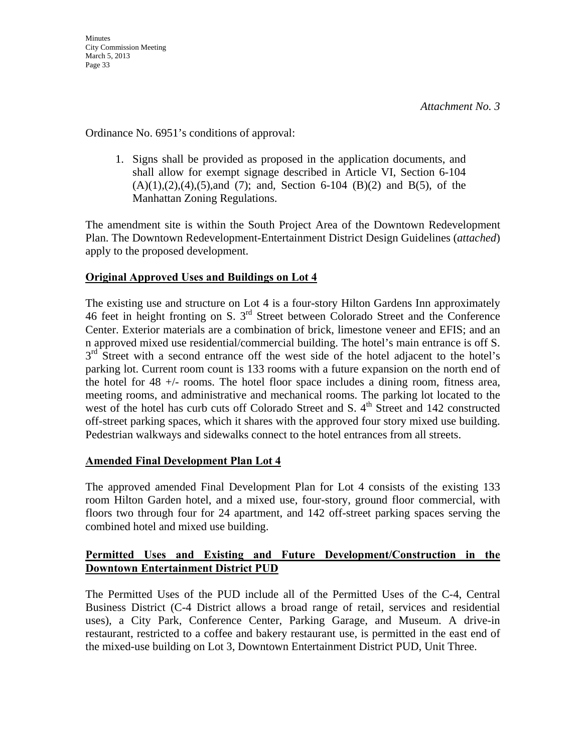*Attachment No. 3*

Ordinance No. 6951's conditions of approval:

1. Signs shall be provided as proposed in the application documents, and shall allow for exempt signage described in Article VI, Section 6-104 (A)(1),(2),(4),(5),and (7); and, Section 6-104 (B)(2) and B(5), of the Manhattan Zoning Regulations.

The amendment site is within the South Project Area of the Downtown Redevelopment Plan. The Downtown Redevelopment-Entertainment District Design Guidelines (*attached*) apply to the proposed development.

**Original Approved Uses and Buildings on Lot 4**

The existing use and structure on Lot 4 is a four-story Hilton Gardens Inn approximately 46 feet in height fronting on S. 3rd Street between Colorado Street and the Conference Center. Exterior materials are a combination of brick, limestone veneer and EFIS; and an n approved mixed use residential/commercial building. The hotel's main entrance is off S. 3rd Street with a second entrance off the west side of the hotel adjacent to the hotel's parking lot. Current room count is 133 rooms with a future expansion on the north end of the hotel for 48 +/- rooms. The hotel floor space includes a dining room, fitness area, meeting rooms, and administrative and mechanical rooms. The parking lot located to the west of the hotel has curb cuts off Colorado Street and S. 4th Street and 142 constructed off-street parking spaces, which it shares with the approved four story mixed use building. Pedestrian walkways and sidewalks connect to the hotel entrances from all streets.

**Amended Final Development Plan Lot 4**

The approved amended Final Development Plan for Lot 4 consists of the existing 133 room Hilton Garden hotel, and a mixed use, four-story, ground floor commercial, with floors two through four for 24 apartment, and 142 off-street parking spaces serving the combined hotel and mixed use building.

**Permitted Uses and Existing and Future Development/Construction in the Downtown Entertainment District PUD**

The Permitted Uses of the PUD include all of the Permitted Uses of the C-4, Central Business District (C-4 District allows a broad range of retail, services and residential uses), a City Park, Conference Center, Parking Garage, and Museum. A drive-in restaurant, restricted to a coffee and bakery restaurant use, is permitted in the east end of the mixed-use building on Lot 3, Downtown Entertainment District PUD, Unit Three.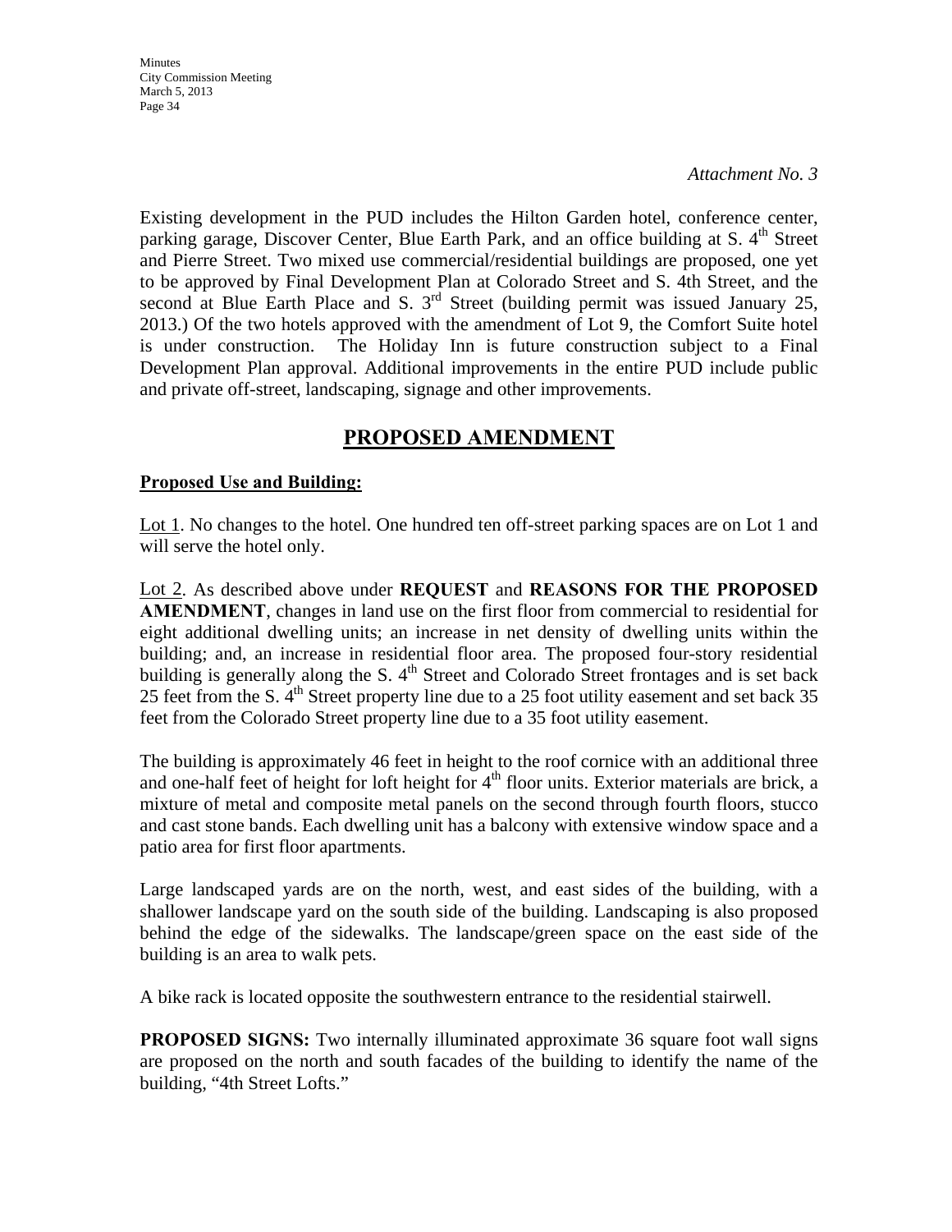*Attachment No. 3*

Existing development in the PUD includes the Hilton Garden hotel, conference center, parking garage, Discover Center, Blue Earth Park, and an office building at S. 4th Street and Pierre Street. Two mixed use commercial/residential buildings are proposed, one yet to be approved by Final Development Plan at Colorado Street and S. 4th Street, and the second at Blue Earth Place and S. 3rd Street (building permit was issued January 25, 2013.) Of the two hotels approved with the amendment of Lot 9, the Comfort Suite hotel is under construction. The Holiday Inn is future construction subject to a Final Development Plan approval. Additional improvements in the entire PUD include public and private off-street, landscaping, signage and other improvements.

## PROPOSED AMENDMENT

**Proposed Use and Building:**

Lot 1. No changes to the hotel. One hundred ten off-street parking spaces are on Lot 1 and will serve the hotel only.

Lot 2. As described above under **REQUEST** and **REASONS FOR THE PROPOSED AMENDMENT**, changes in land use on the first floor from commercial to residential for eight additional dwelling units; an increase in net density of dwelling units within the building; and, an increase in residential floor area. The proposed four-story residential building is generally along the S. 4th Street and Colorado Street frontages and is set back 25 feet from the S. 4th Street property line due to a 25 foot utility easement and set back 35 feet from the Colorado Street property line due to a 35 foot utility easement.

The building is approximately 46 feet in height to the roof cornice with an additional three and one-half feet of height for loft height for 4th floor units. Exterior materials are brick, a mixture of metal and composite metal panels on the second through fourth floors, stucco and cast stone bands. Each dwelling unit has a balcony with extensive window space and a patio area for first floor apartments.

Large landscaped yards are on the north, west, and east sides of the building, with a shallower landscape yard on the south side of the building. Landscaping is also proposed behind the edge of the sidewalks. The landscape/green space on the east side of the building is an area to walk pets.

A bike rack is located opposite the southwestern entrance to the residential stairwell.

**PROPOSED SIGNS:** Two internally illuminated approximate 36 square foot wall signs are proposed on the north and south facades of the building to identify the name of the building, "4th Street Lofts."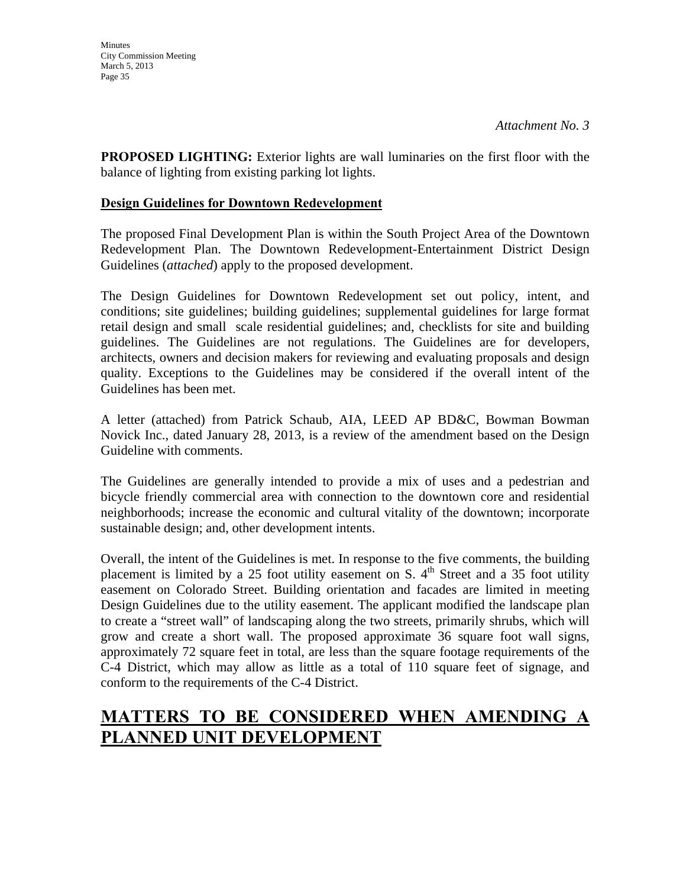*Attachment No. 3*

**PROPOSED LIGHTING:** Exterior lights are wall luminaries on the first floor with the balance of lighting from existing parking lot lights.

**Design Guidelines for Downtown Redevelopment**

The proposed Final Development Plan is within the South Project Area of the Downtown Redevelopment Plan. The Downtown Redevelopment-Entertainment District Design Guidelines (*attached*) apply to the proposed development.

The Design Guidelines for Downtown Redevelopment set out policy, intent, and conditions; site guidelines; building guidelines; supplemental guidelines for large format retail design and small scale residential guidelines; and, checklists for site and building guidelines. The Guidelines are not regulations. The Guidelines are for developers, architects, owners and decision makers for reviewing and evaluating proposals and design quality. Exceptions to the Guidelines may be considered if the overall intent of the Guidelines has been met.

A letter (attached) from Patrick Schaub, AIA, LEED AP BD&C, Bowman Bowman Novick Inc., dated January 28, 2013, is a review of the amendment based on the Design Guideline with comments.

The Guidelines are generally intended to provide a mix of uses and a pedestrian and bicycle friendly commercial area with connection to the downtown core and residential neighborhoods; increase the economic and cultural vitality of the downtown; incorporate sustainable design; and, other development intents.

Overall, the intent of the Guidelines is met. In response to the five comments, the building placement is limited by a 25 foot utility easement on S. 4th Street and a 35 foot utility easement on Colorado Street. Building orientation and facades are limited in meeting Design Guidelines due to the utility easement. The applicant modified the landscape plan to create a "street wall" of landscaping along the two streets, primarily shrubs, which will grow and create a short wall. The proposed approximate 36 square foot wall signs, approximately 72 square feet in total, are less than the square footage requirements of the C-4 District, which may allow as little as a total of 110 square feet of signage, and conform to the requirements of the C-4 District.

# MATTERS TO BE CONSIDERED WHEN AMENDING A PLANNED UNIT DEVELOPMENT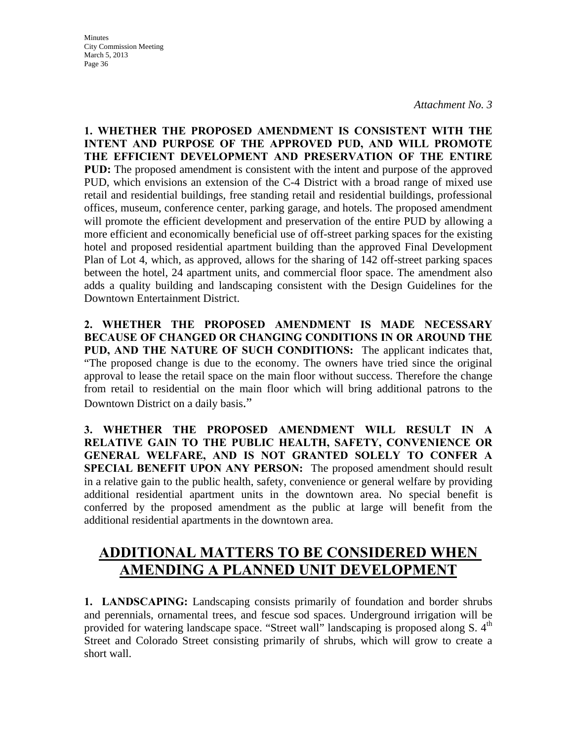*Attachment No. 3*

**1. WHETHER THE PROPOSED AMENDMENT IS CONSISTENT WITH THE INTENT AND PURPOSE OF THE APPROVED PUD, AND WILL PROMOTE THE EFFICIENT DEVELOPMENT AND PRESERVATION OF THE ENTIRE PUD:** The proposed amendment is consistent with the intent and purpose of the approved PUD, which envisions an extension of the C-4 District with a broad range of mixed use retail and residential buildings, free standing retail and residential buildings, professional offices, museum, conference center, parking garage, and hotels. The proposed amendment will promote the efficient development and preservation of the entire PUD by allowing a more efficient and economically beneficial use of off-street parking spaces for the existing hotel and proposed residential apartment building than the approved Final Development Plan of Lot 4, which, as approved, allows for the sharing of 142 off-street parking spaces between the hotel, 24 apartment units, and commercial floor space. The amendment also adds a quality building and landscaping consistent with the Design Guidelines for the Downtown Entertainment District.

**2. WHETHER THE PROPOSED AMENDMENT IS MADE NECESSARY BECAUSE OF CHANGED OR CHANGING CONDITIONS IN OR AROUND THE PUD, AND THE NATURE OF SUCH CONDITIONS:** The applicant indicates that, "The proposed change is due to the economy. The owners have tried since the original approval to lease the retail space on the main floor without success. Therefore the change from retail to residential on the main floor which will bring additional patrons to the Downtown District on a daily basis."

**3. WHETHER THE PROPOSED AMENDMENT WILL RESULT IN A RELATIVE GAIN TO THE PUBLIC HEALTH, SAFETY, CONVENIENCE OR GENERAL WELFARE, AND IS NOT GRANTED SOLELY TO CONFER A SPECIAL BENEFIT UPON ANY PERSON:** The proposed amendment should result in a relative gain to the public health, safety, convenience or general welfare by providing additional residential apartment units in the downtown area. No special benefit is conferred by the proposed amendment as the public at large will benefit from the additional residential apartments in the downtown area.

## ADDITIONAL MATTERS TO BE CONSIDERED WHEN AMENDING A PLANNED UNIT DEVELOPMENT

**1. LANDSCAPING:** Landscaping consists primarily of foundation and border shrubs and perennials, ornamental trees, and fescue sod spaces. Underground irrigation will be provided for watering landscape space. "Street wall" landscaping is proposed along S. 4th Street and Colorado Street consisting primarily of shrubs, which will grow to create a short wall.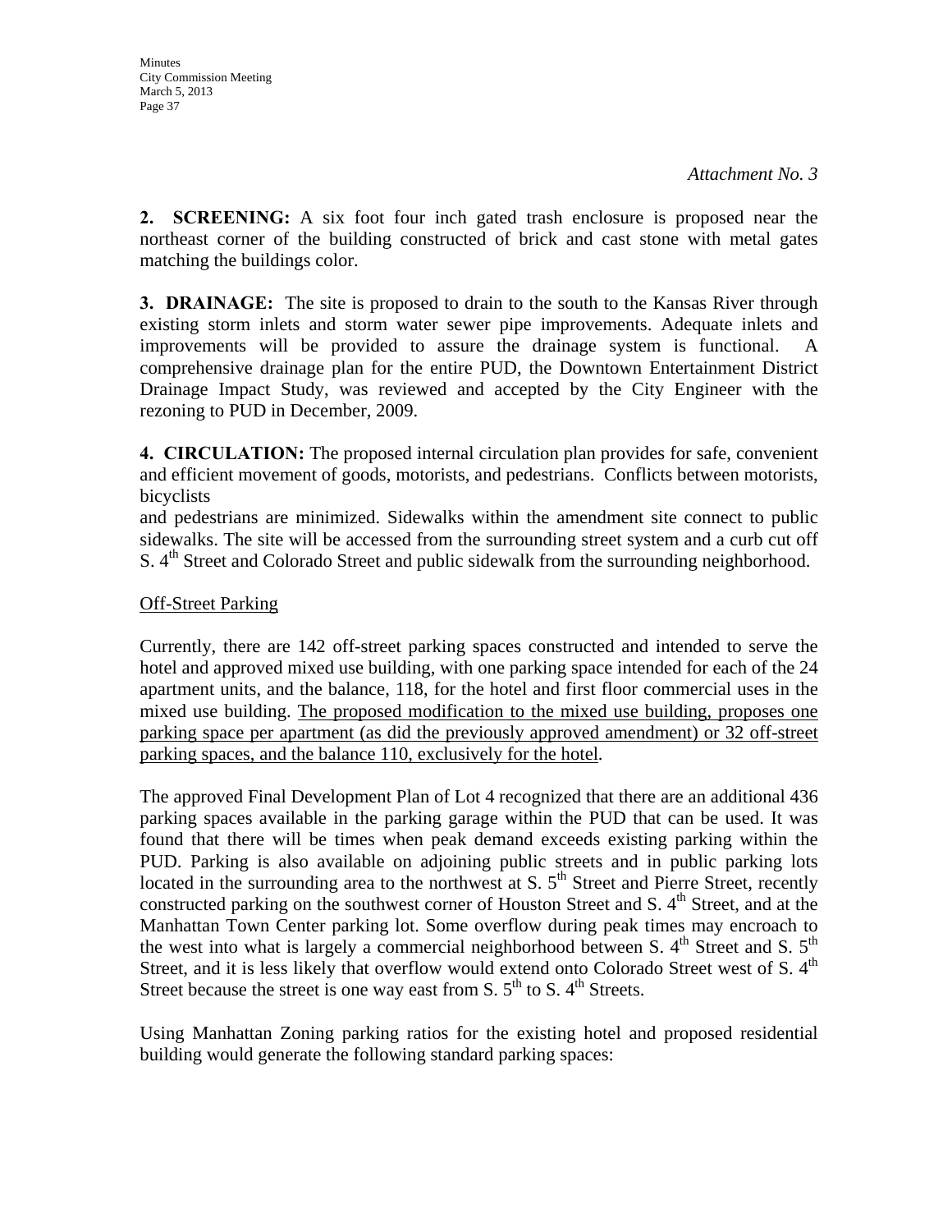*Attachment No. 3*

**2. SCREENING:** A six foot four inch gated trash enclosure is proposed near the northeast corner of the building constructed of brick and cast stone with metal gates matching the buildings color.

**3. DRAINAGE:** The site is proposed to drain to the south to the Kansas River through existing storm inlets and storm water sewer pipe improvements. Adequate inlets and improvements will be provided to assure the drainage system is functional. A comprehensive drainage plan for the entire PUD, the Downtown Entertainment District Drainage Impact Study, was reviewed and accepted by the City Engineer with the rezoning to PUD in December, 2009.

**4. CIRCULATION:** The proposed internal circulation plan provides for safe, convenient and efficient movement of goods, motorists, and pedestrians. Conflicts between motorists, bicyclists and pedestrians are minimized. Sidewalks within the amendment site connect to public sidewalks. The site will be accessed from the surrounding street system and a curb cut off S. 4th Street and Colorado Street and public sidewalk from the surrounding neighborhood.

<u>Off-Street Parking</u>

Currently, there are 142 off-street parking spaces constructed and intended to serve the hotel and approved mixed use building, with one parking space intended for each of the 24 apartment units, and the balance, 118, for the hotel and first floor commercial uses in the mixed use building. <u>The proposed modification to the mixed use building, proposes one parking space per apartment (as did the previously approved amendment) or 32 off-street parking spaces, and the balance 110, exclusively for the hotel</u>.

The approved Final Development Plan of Lot 4 recognized that there are an additional 436 parking spaces available in the parking garage within the PUD that can be used. It was found that there will be times when peak demand exceeds existing parking within the PUD. Parking is also available on adjoining public streets and in public parking lots located in the surrounding area to the northwest at S. 5th Street and Pierre Street, recently constructed parking on the southwest corner of Houston Street and S. 4th Street, and at the Manhattan Town Center parking lot. Some overflow during peak times may encroach to the west into what is largely a commercial neighborhood between S. 4th Street and S. 5th Street, and it is less likely that overflow would extend onto Colorado Street west of S. 4th Street because the street is one way east from S. 5th to S. 4th Streets.

Using Manhattan Zoning parking ratios for the existing hotel and proposed residential building would generate the following standard parking spaces: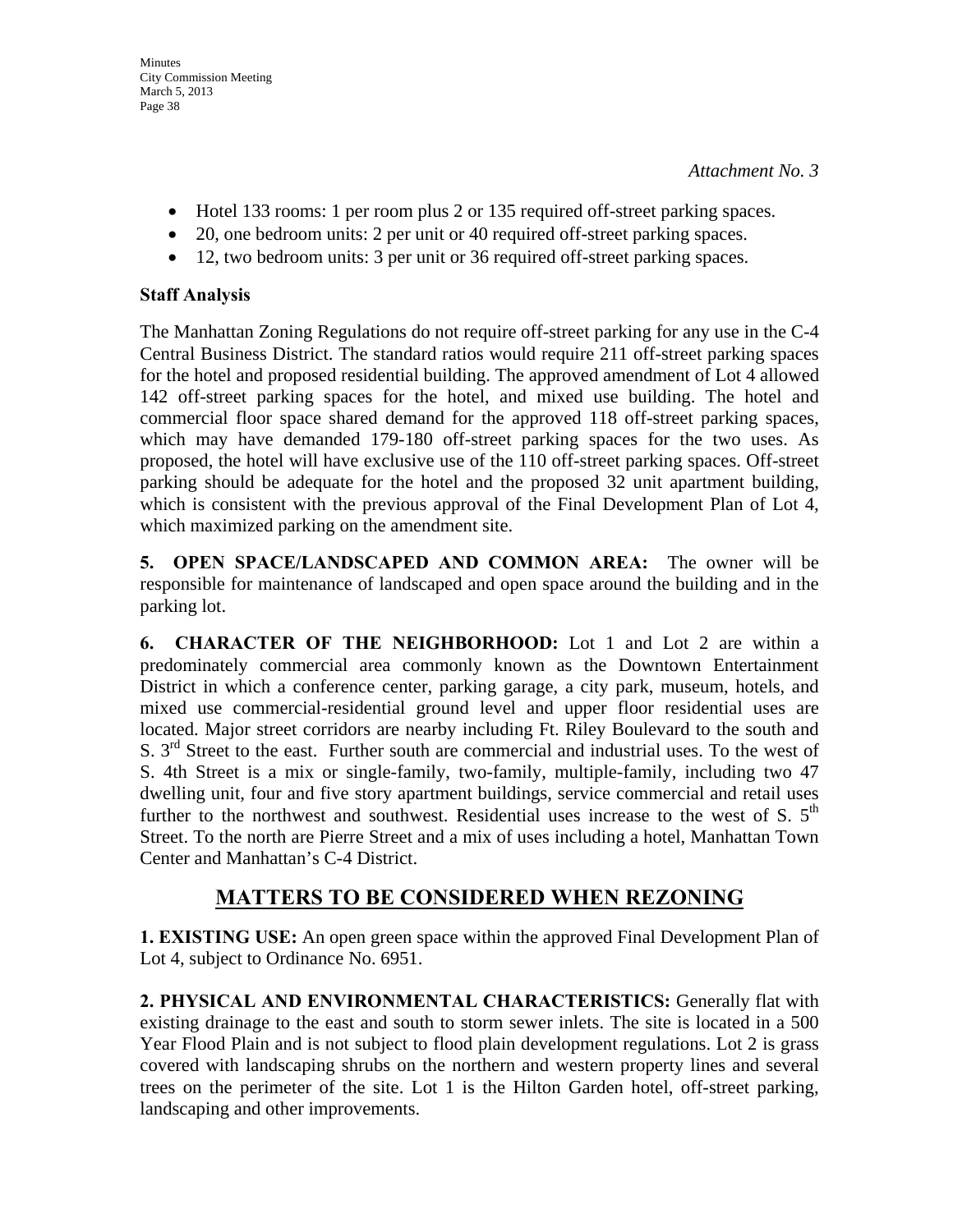*Attachment No. 3*

- Hotel 133 rooms: 1 per room plus 2 or 135 required off-street parking spaces.
- 20, one bedroom units: 2 per unit or 40 required off-street parking spaces.
- 12, two bedroom units: 3 per unit or 36 required off-street parking spaces.

**Staff Analysis**

The Manhattan Zoning Regulations do not require off-street parking for any use in the C-4 Central Business District. The standard ratios would require 211 off-street parking spaces for the hotel and proposed residential building. The approved amendment of Lot 4 allowed 142 off-street parking spaces for the hotel, and mixed use building. The hotel and commercial floor space shared demand for the approved 118 off-street parking spaces, which may have demanded 179-180 off-street parking spaces for the two uses. As proposed, the hotel will have exclusive use of the 110 off-street parking spaces. Off-street parking should be adequate for the hotel and the proposed 32 unit apartment building, which is consistent with the previous approval of the Final Development Plan of Lot 4, which maximized parking on the amendment site.

**5. OPEN SPACE/LANDSCAPED AND COMMON AREA:** The owner will be responsible for maintenance of landscaped and open space around the building and in the parking lot.

**6. CHARACTER OF THE NEIGHBORHOOD:** Lot 1 and Lot 2 are within a predominately commercial area commonly known as the Downtown Entertainment District in which a conference center, parking garage, a city park, museum, hotels, and mixed use commercial-residential ground level and upper floor residential uses are located. Major street corridors are nearby including Ft. Riley Boulevard to the south and S. 3rd Street to the east. Further south are commercial and industrial uses. To the west of S. 4th Street is a mix or single-family, two-family, multiple-family, including two 47 dwelling unit, four and five story apartment buildings, service commercial and retail uses further to the northwest and southwest. Residential uses increase to the west of S. 5th Street. To the north are Pierre Street and a mix of uses including a hotel, Manhattan Town Center and Manhattan's C-4 District.

## MATTERS TO BE CONSIDERED WHEN REZONING

**1. EXISTING USE:** An open green space within the approved Final Development Plan of Lot 4, subject to Ordinance No. 6951.

**2. PHYSICAL AND ENVIRONMENTAL CHARACTERISTICS:** Generally flat with existing drainage to the east and south to storm sewer inlets. The site is located in a 500 Year Flood Plain and is not subject to flood plain development regulations. Lot 2 is grass covered with landscaping shrubs on the northern and western property lines and several trees on the perimeter of the site. Lot 1 is the Hilton Garden hotel, off-street parking, landscaping and other improvements.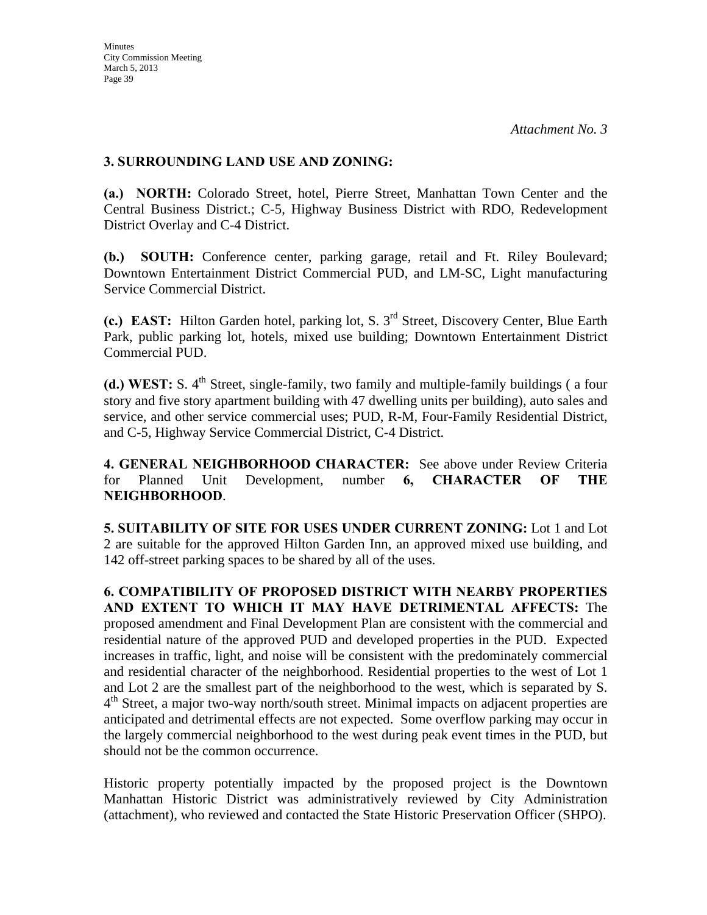*Attachment No. 3*

**3. SURROUNDING LAND USE AND ZONING:**

**(a.) NORTH:** Colorado Street, hotel, Pierre Street, Manhattan Town Center and the Central Business District.; C-5, Highway Business District with RDO, Redevelopment District Overlay and C-4 District.

**(b.) SOUTH:** Conference center, parking garage, retail and Ft. Riley Boulevard; Downtown Entertainment District Commercial PUD, and LM-SC, Light manufacturing Service Commercial District.

**(c.) EAST:** Hilton Garden hotel, parking lot, S. 3rd Street, Discovery Center, Blue Earth Park, public parking lot, hotels, mixed use building; Downtown Entertainment District Commercial PUD.

**(d.) WEST:** S. 4th Street, single-family, two family and multiple-family buildings ( a four story and five story apartment building with 47 dwelling units per building), auto sales and service, and other service commercial uses; PUD, R-M, Four-Family Residential District, and C-5, Highway Service Commercial District, C-4 District.

**4. GENERAL NEIGHBORHOOD CHARACTER:** See above under Review Criteria for Planned Unit Development, number **6, CHARACTER OF THE NEIGHBORHOOD**.

**5. SUITABILITY OF SITE FOR USES UNDER CURRENT ZONING:** Lot 1 and Lot 2 are suitable for the approved Hilton Garden Inn, an approved mixed use building, and 142 off-street parking spaces to be shared by all of the uses.

**6. COMPATIBILITY OF PROPOSED DISTRICT WITH NEARBY PROPERTIES AND EXTENT TO WHICH IT MAY HAVE DETRIMENTAL AFFECTS:** The proposed amendment and Final Development Plan are consistent with the commercial and residential nature of the approved PUD and developed properties in the PUD. Expected increases in traffic, light, and noise will be consistent with the predominately commercial and residential character of the neighborhood. Residential properties to the west of Lot 1 and Lot 2 are the smallest part of the neighborhood to the west, which is separated by S. 4th Street, a major two-way north/south street. Minimal impacts on adjacent properties are anticipated and detrimental effects are not expected. Some overflow parking may occur in the largely commercial neighborhood to the west during peak event times in the PUD, but should not be the common occurrence.

Historic property potentially impacted by the proposed project is the Downtown Manhattan Historic District was administratively reviewed by City Administration (attachment), who reviewed and contacted the State Historic Preservation Officer (SHPO).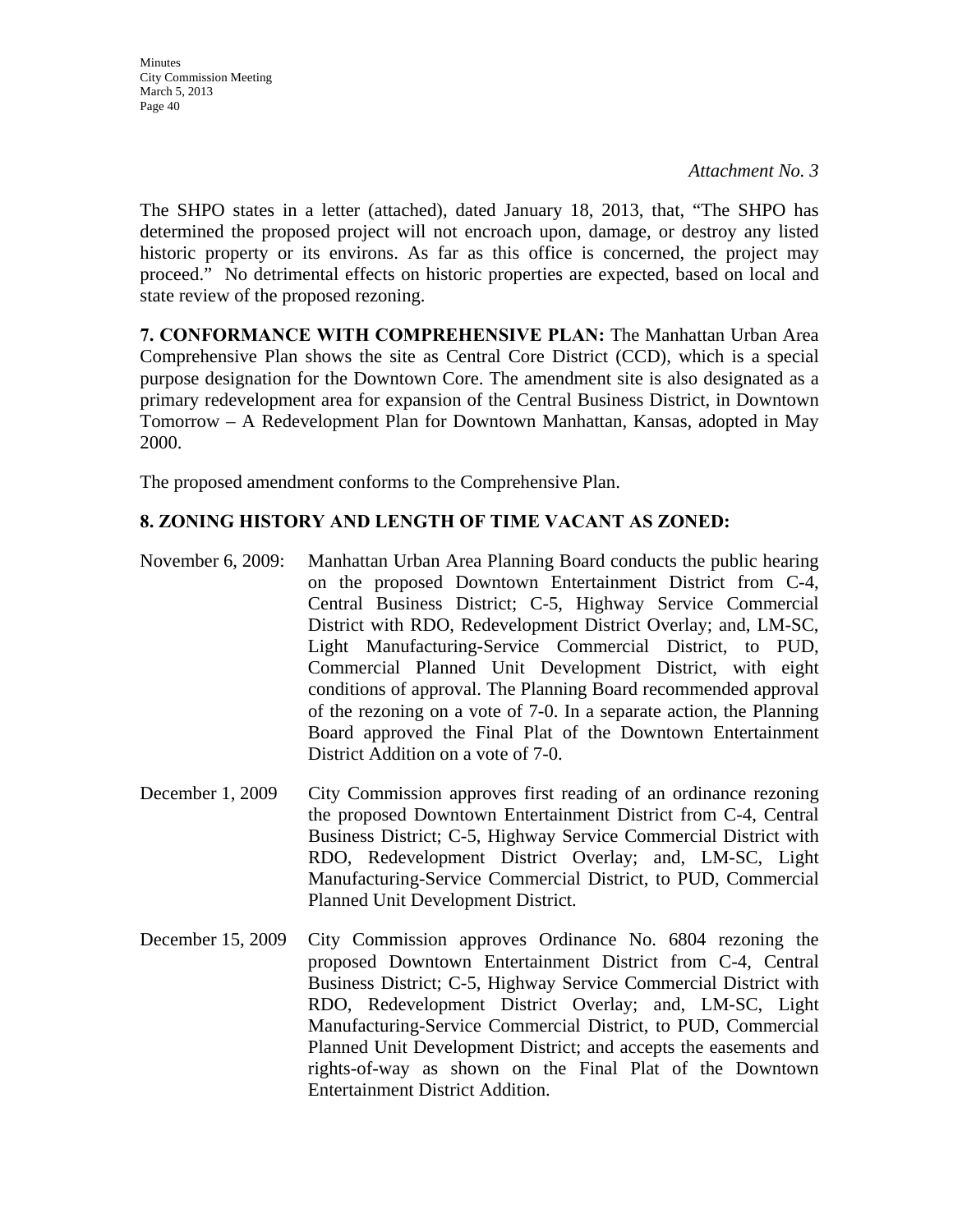*Attachment No. 3*

The SHPO states in a letter (attached), dated January 18, 2013, that, "The SHPO has determined the proposed project will not encroach upon, damage, or destroy any listed historic property or its environs. As far as this office is concerned, the project may proceed." No detrimental effects on historic properties are expected, based on local and state review of the proposed rezoning.

**7. CONFORMANCE WITH COMPREHENSIVE PLAN:** The Manhattan Urban Area Comprehensive Plan shows the site as Central Core District (CCD), which is a special purpose designation for the Downtown Core. The amendment site is also designated as a primary redevelopment area for expansion of the Central Business District, in Downtown Tomorrow – A Redevelopment Plan for Downtown Manhattan, Kansas, adopted in May 2000.

The proposed amendment conforms to the Comprehensive Plan.

**8. ZONING HISTORY AND LENGTH OF TIME VACANT AS ZONED:**

November 6, 2009: Manhattan Urban Area Planning Board conducts the public hearing on the proposed Downtown Entertainment District from C-4, Central Business District; C-5, Highway Service Commercial District with RDO, Redevelopment District Overlay; and, LM-SC, Light Manufacturing-Service Commercial District, to PUD, Commercial Planned Unit Development District, with eight conditions of approval. The Planning Board recommended approval of the rezoning on a vote of 7-0. In a separate action, the Planning Board approved the Final Plat of the Downtown Entertainment District Addition on a vote of 7-0.

December 1, 2009 City Commission approves first reading of an ordinance rezoning the proposed Downtown Entertainment District from C-4, Central Business District; C-5, Highway Service Commercial District with RDO, Redevelopment District Overlay; and, LM-SC, Light Manufacturing-Service Commercial District, to PUD, Commercial Planned Unit Development District.

December 15, 2009 City Commission approves Ordinance No. 6804 rezoning the proposed Downtown Entertainment District from C-4, Central Business District; C-5, Highway Service Commercial District with RDO, Redevelopment District Overlay; and, LM-SC, Light Manufacturing-Service Commercial District, to PUD, Commercial Planned Unit Development District; and accepts the easements and rights-of-way as shown on the Final Plat of the Downtown Entertainment District Addition.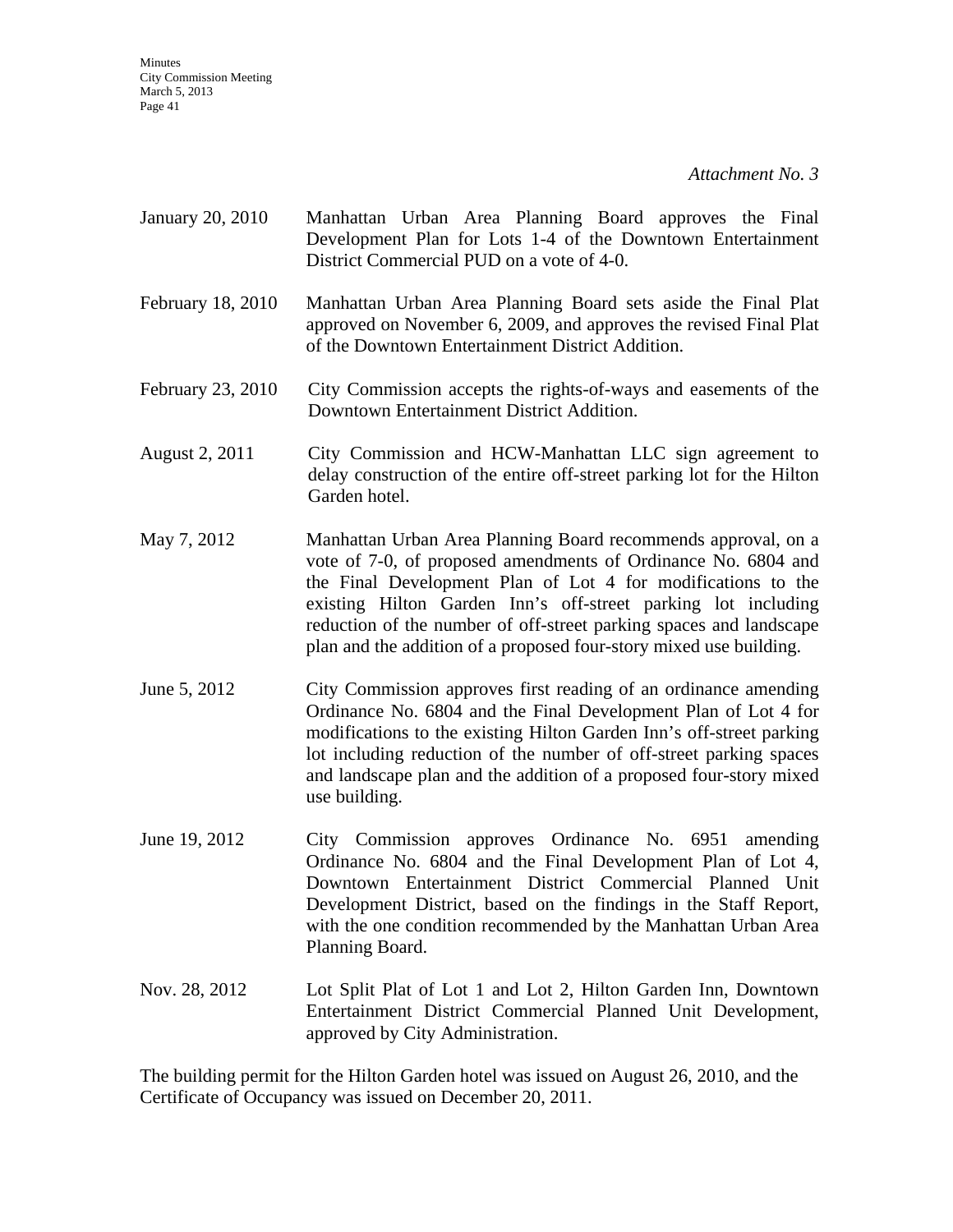*Attachment No. 3*

| | |
|---|---|
| January 20, 2010 | Manhattan Urban Area Planning Board approves the Final Development Plan for Lots 1-4 of the Downtown Entertainment District Commercial PUD on a vote of 4-0. |
| February 18, 2010 | Manhattan Urban Area Planning Board sets aside the Final Plat approved on November 6, 2009, and approves the revised Final Plat of the Downtown Entertainment District Addition. |
| February 23, 2010 | City Commission accepts the rights-of-ways and easements of the Downtown Entertainment District Addition. |
| August 2, 2011 | City Commission and HCW-Manhattan LLC sign agreement to delay construction of the entire off-street parking lot for the Hilton Garden hotel. |
| May 7, 2012 | Manhattan Urban Area Planning Board recommends approval, on a vote of 7-0, of proposed amendments of Ordinance No. 6804 and the Final Development Plan of Lot 4 for modifications to the existing Hilton Garden Inn's off-street parking lot including reduction of the number of off-street parking spaces and landscape plan and the addition of a proposed four-story mixed use building. |
| June 5, 2012 | City Commission approves first reading of an ordinance amending Ordinance No. 6804 and the Final Development Plan of Lot 4 for modifications to the existing Hilton Garden Inn's off-street parking lot including reduction of the number of off-street parking spaces and landscape plan and the addition of a proposed four-story mixed use building. |
| June 19, 2012 | City Commission approves Ordinance No. 6951 amending Ordinance No. 6804 and the Final Development Plan of Lot 4, Downtown Entertainment District Commercial Planned Unit Development District, based on the findings in the Staff Report, with the one condition recommended by the Manhattan Urban Area Planning Board. |
| Nov. 28, 2012 | Lot Split Plat of Lot 1 and Lot 2, Hilton Garden Inn, Downtown Entertainment District Commercial Planned Unit Development, approved by City Administration. |

The building permit for the Hilton Garden hotel was issued on August 26, 2010, and the Certificate of Occupancy was issued on December 20, 2011.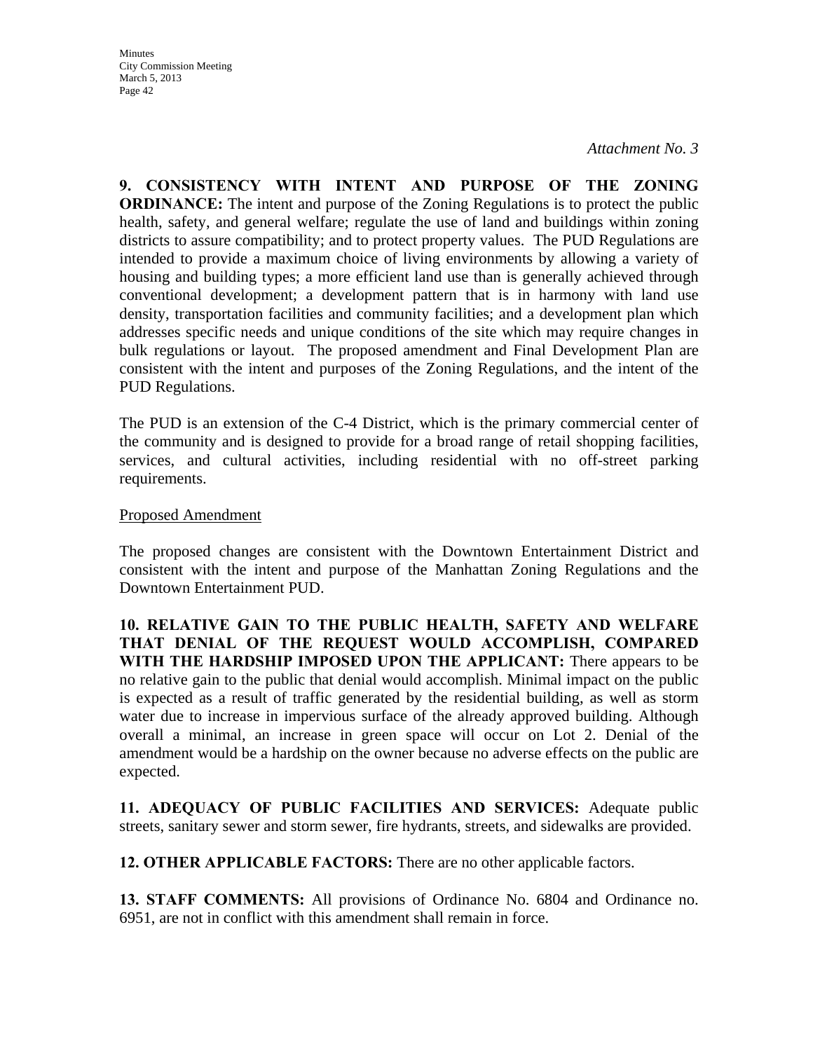*Attachment No. 3*

**9. CONSISTENCY WITH INTENT AND PURPOSE OF THE ZONING ORDINANCE:** The intent and purpose of the Zoning Regulations is to protect the public health, safety, and general welfare; regulate the use of land and buildings within zoning districts to assure compatibility; and to protect property values. The PUD Regulations are intended to provide a maximum choice of living environments by allowing a variety of housing and building types; a more efficient land use than is generally achieved through conventional development; a development pattern that is in harmony with land use density, transportation facilities and community facilities; and a development plan which addresses specific needs and unique conditions of the site which may require changes in bulk regulations or layout. The proposed amendment and Final Development Plan are consistent with the intent and purposes of the Zoning Regulations, and the intent of the PUD Regulations.

The PUD is an extension of the C-4 District, which is the primary commercial center of the community and is designed to provide for a broad range of retail shopping facilities, services, and cultural activities, including residential with no off-street parking requirements.

<u>Proposed Amendment</u>

The proposed changes are consistent with the Downtown Entertainment District and consistent with the intent and purpose of the Manhattan Zoning Regulations and the Downtown Entertainment PUD.

**10. RELATIVE GAIN TO THE PUBLIC HEALTH, SAFETY AND WELFARE THAT DENIAL OF THE REQUEST WOULD ACCOMPLISH, COMPARED WITH THE HARDSHIP IMPOSED UPON THE APPLICANT:** There appears to be no relative gain to the public that denial would accomplish. Minimal impact on the public is expected as a result of traffic generated by the residential building, as well as storm water due to increase in impervious surface of the already approved building. Although overall a minimal, an increase in green space will occur on Lot 2. Denial of the amendment would be a hardship on the owner because no adverse effects on the public are expected.

**11. ADEQUACY OF PUBLIC FACILITIES AND SERVICES:** Adequate public streets, sanitary sewer and storm sewer, fire hydrants, streets, and sidewalks are provided.

**12. OTHER APPLICABLE FACTORS:** There are no other applicable factors.

**13. STAFF COMMENTS:** All provisions of Ordinance No. 6804 and Ordinance no. 6951, are not in conflict with this amendment shall remain in force.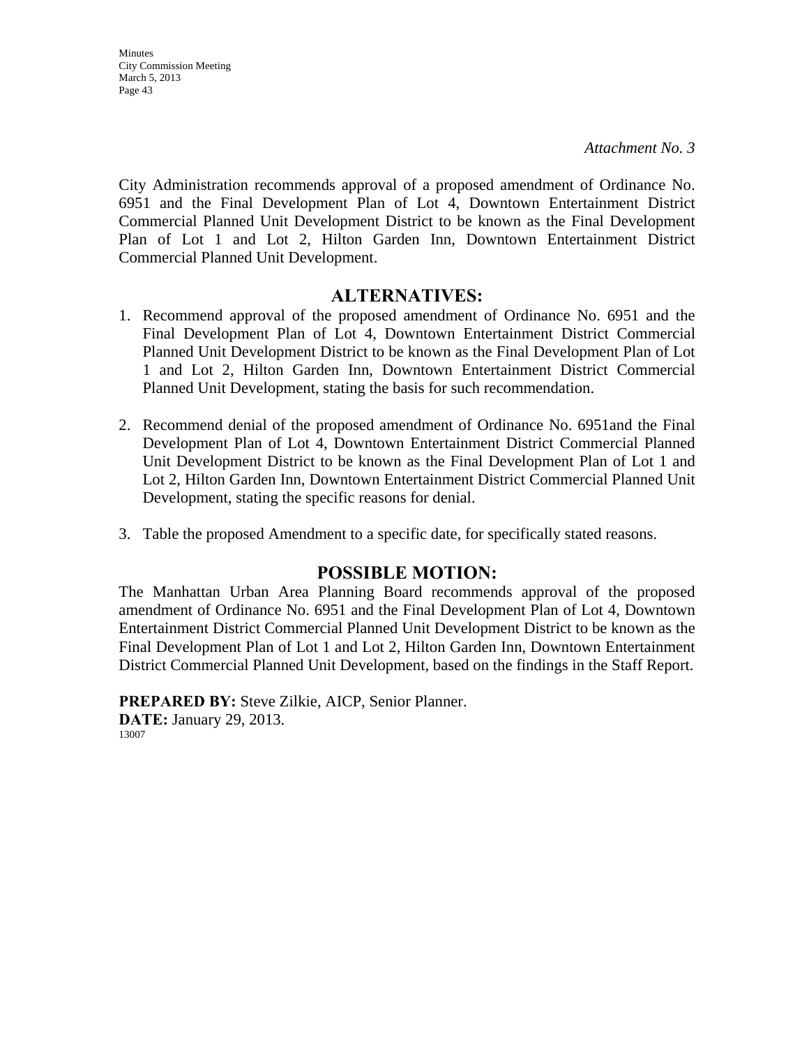*Attachment No. 3*

City Administration recommends approval of a proposed amendment of Ordinance No. 6951 and the Final Development Plan of Lot 4, Downtown Entertainment District Commercial Planned Unit Development District to be known as the Final Development Plan of Lot 1 and Lot 2, Hilton Garden Inn, Downtown Entertainment District Commercial Planned Unit Development.

## ALTERNATIVES:

1. Recommend approval of the proposed amendment of Ordinance No. 6951 and the Final Development Plan of Lot 4, Downtown Entertainment District Commercial Planned Unit Development District to be known as the Final Development Plan of Lot 1 and Lot 2, Hilton Garden Inn, Downtown Entertainment District Commercial Planned Unit Development, stating the basis for such recommendation.

2. Recommend denial of the proposed amendment of Ordinance No. 6951and the Final Development Plan of Lot 4, Downtown Entertainment District Commercial Planned Unit Development District to be known as the Final Development Plan of Lot 1 and Lot 2, Hilton Garden Inn, Downtown Entertainment District Commercial Planned Unit Development, stating the specific reasons for denial.

3. Table the proposed Amendment to a specific date, for specifically stated reasons.

## POSSIBLE MOTION:

The Manhattan Urban Area Planning Board recommends approval of the proposed amendment of Ordinance No. 6951 and the Final Development Plan of Lot 4, Downtown Entertainment District Commercial Planned Unit Development District to be known as the Final Development Plan of Lot 1 and Lot 2, Hilton Garden Inn, Downtown Entertainment District Commercial Planned Unit Development, based on the findings in the Staff Report.

**PREPARED BY:** Steve Zilkie, AICP, Senior Planner.
**DATE:** January 29, 2013.
13007